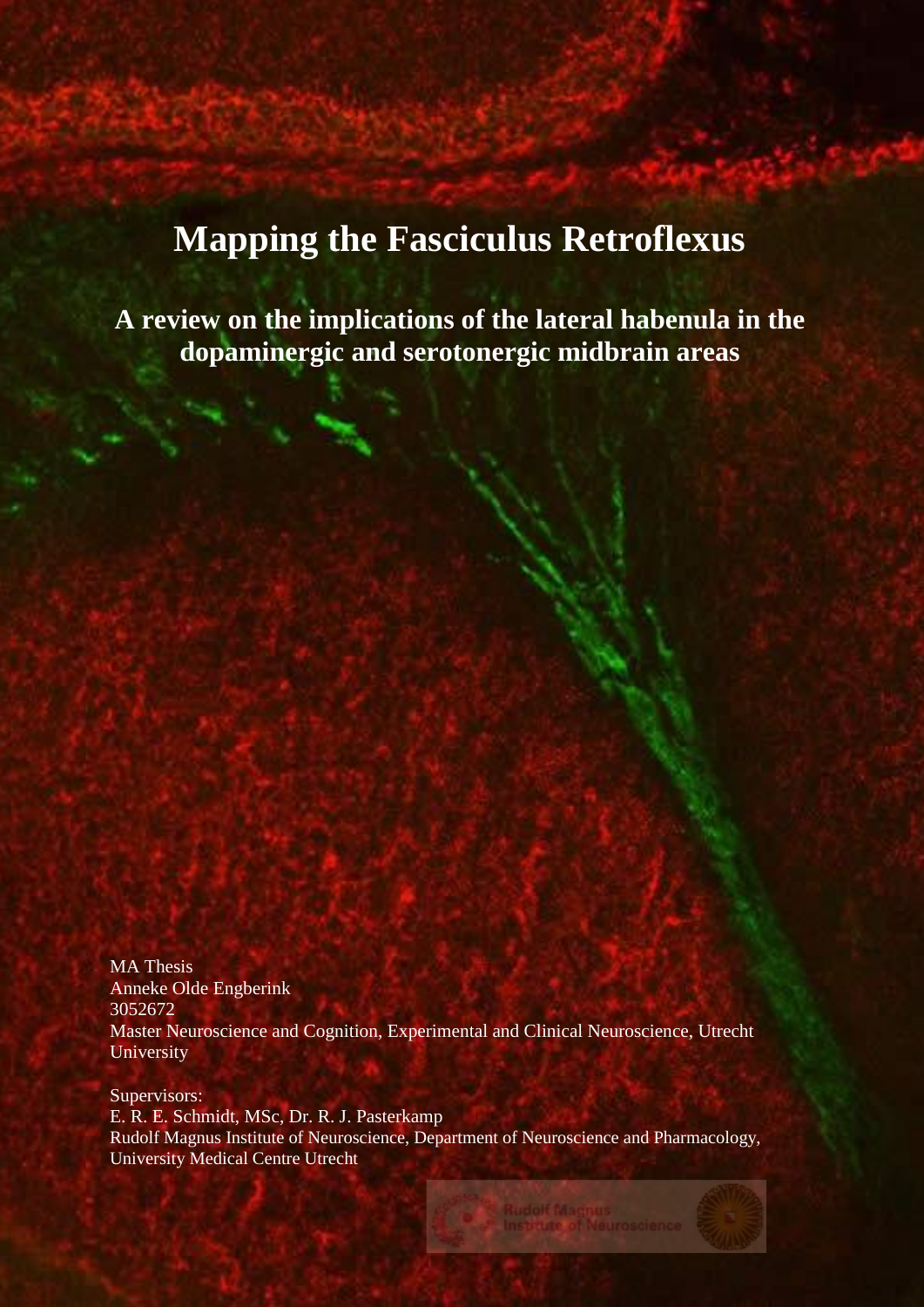# Mapping the Fasciculus Retroflexus

## A review on the implications of the lateral habenula in the dopaminergic and serotonergic midbrain areas

MA Thesis
Anneke Olde Engberink
3052672
Master Neuroscience and Cognition, Experimental and Clinical Neuroscience, Utrecht University

Supervisors:
E. R. E. Schmidt, MSc, Dr. R. J. Pasterkamp
Rudolf Magnus Institute of Neuroscience, Department of Neuroscience and Pharmacology, University Medical Centre Utrecht

Rudolf Magnus Institute of Neuroscience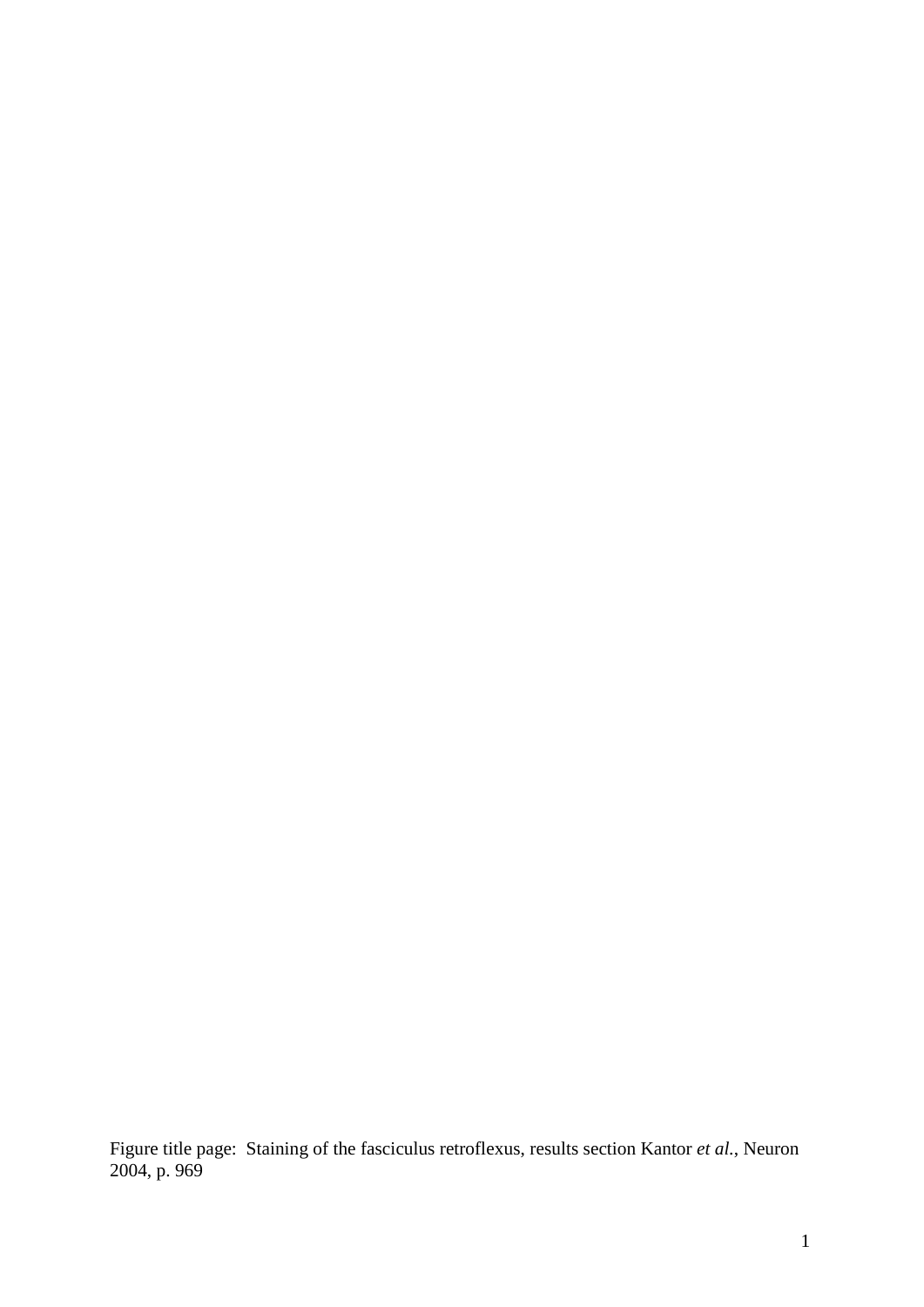Figure title page: Staining of the fasciculus retroflexus, results section Kantor *et al.*, Neuron 2004, p. 969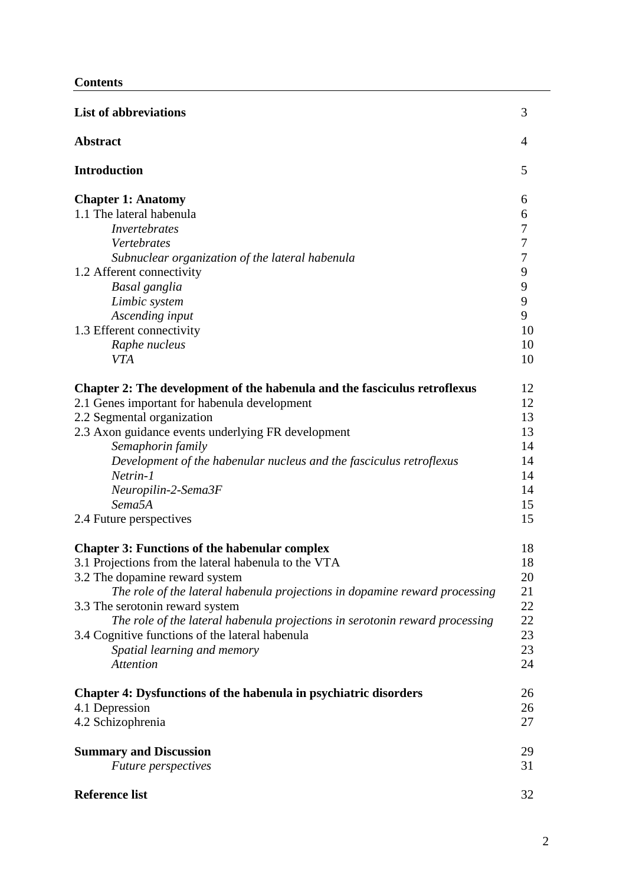**Contents**

| | |
|---|---|
| **List of abbreviations** | 3 |
| **Abstract** | 4 |
| **Introduction** | 5 |
| **Chapter 1: Anatomy** | 6 |
| 1.1 The lateral habenula | 6 |
| *Invertebrates* | 7 |
| *Vertebrates* | 7 |
| *Subnuclear organization of the lateral habenula* | 7 |
| 1.2 Afferent connectivity | 9 |
| *Basal ganglia* | 9 |
| *Limbic system* | 9 |
| *Ascending input* | 9 |
| 1.3 Efferent connectivity | 10 |
| *Raphe nucleus* | 10 |
| *VTA* | 10 |
| **Chapter 2: The development of the habenula and the fasciculus retroflexus** | 12 |
| 2.1 Genes important for habenula development | 12 |
| 2.2 Segmental organization | 13 |
| 2.3 Axon guidance events underlying FR development | 13 |
| *Semaphorin family* | 14 |
| *Development of the habenular nucleus and the fasciculus retroflexus* | 14 |
| *Netrin-1* | 14 |
| *Neuropilin-2-Sema3F* | 14 |
| *Sema5A* | 15 |
| 2.4 Future perspectives | 15 |
| **Chapter 3: Functions of the habenular complex** | 18 |
| 3.1 Projections from the lateral habenula to the VTA | 18 |
| 3.2 The dopamine reward system | 20 |
| *The role of the lateral habenula projections in dopamine reward processing* | 21 |
| 3.3 The serotonin reward system | 22 |
| *The role of the lateral habenula projections in serotonin reward processing* | 22 |
| 3.4 Cognitive functions of the lateral habenula | 23 |
| *Spatial learning and memory* | 23 |
| *Attention* | 24 |
| **Chapter 4: Dysfunctions of the habenula in psychiatric disorders** | 26 |
| 4.1 Depression | 26 |
| 4.2 Schizophrenia | 27 |
| **Summary and Discussion** | 29 |
| *Future perspectives* | 31 |
| **Reference list** | 32 |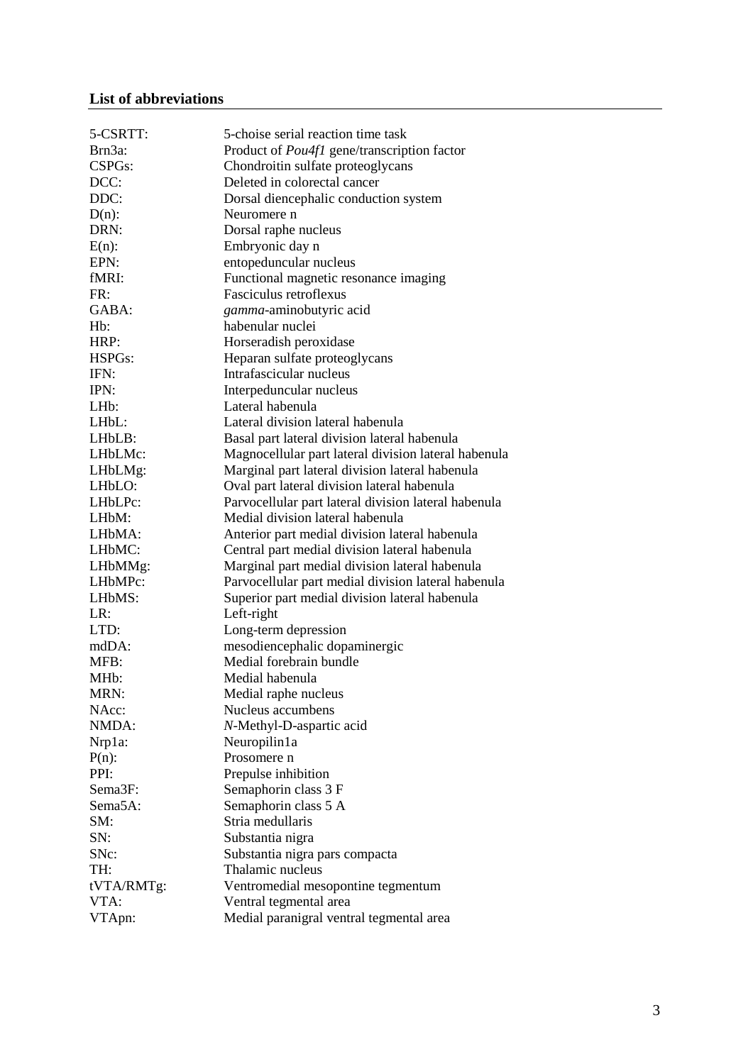**List of abbreviations**

| | |
|---|---|
| 5-CSRTT: | 5-choise serial reaction time task |
| Brn3a: | Product of *Pou4f1* gene/transcription factor |
| CSPGs: | Chondroitin sulfate proteoglycans |
| DCC: | Deleted in colorectal cancer |
| DDC: | Dorsal diencephalic conduction system |
| D(n): | Neuromere n |
| DRN: | Dorsal raphe nucleus |
| E(n): | Embryonic day n |
| EPN: | entopeduncular nucleus |
| fMRI: | Functional magnetic resonance imaging |
| FR: | Fasciculus retroflexus |
| GABA: | *gamma*-aminobutyric acid |
| Hb: | habenular nuclei |
| HRP: | Horseradish peroxidase |
| HSPGs: | Heparan sulfate proteoglycans |
| IFN: | Intrafascicular nucleus |
| IPN: | Interpeduncular nucleus |
| LHb: | Lateral habenula |
| LHbL: | Lateral division lateral habenula |
| LHbLB: | Basal part lateral division lateral habenula |
| LHbLMc: | Magnocellular part lateral division lateral habenula |
| LHbLMg: | Marginal part lateral division lateral habenula |
| LHbLO: | Oval part lateral division lateral habenula |
| LHbLPc: | Parvocellular part lateral division lateral habenula |
| LHbM: | Medial division lateral habenula |
| LHbMA: | Anterior part medial division lateral habenula |
| LHbMC: | Central part medial division lateral habenula |
| LHbMMg: | Marginal part medial division lateral habenula |
| LHbMPc: | Parvocellular part medial division lateral habenula |
| LHbMS: | Superior part medial division lateral habenula |
| LR: | Left-right |
| LTD: | Long-term depression |
| mdDA: | mesodiencephalic dopaminergic |
| MFB: | Medial forebrain bundle |
| MHb: | Medial habenula |
| MRN: | Medial raphe nucleus |
| NAcc: | Nucleus accumbens |
| NMDA: | *N*-Methyl-D-aspartic acid |
| Nrp1a: | Neuropilin1a |
| P(n): | Prosomere n |
| PPI: | Prepulse inhibition |
| Sema3F: | Semaphorin class 3 F |
| Sema5A: | Semaphorin class 5 A |
| SM: | Stria medullaris |
| SN: | Substantia nigra |
| SNc: | Substantia nigra pars compacta |
| TH: | Thalamic nucleus |
| tVTA/RMTg: | Ventromedial mesopontine tegmentum |
| VTA: | Ventral tegmental area |
| VTApn: | Medial paranigral ventral tegmental area |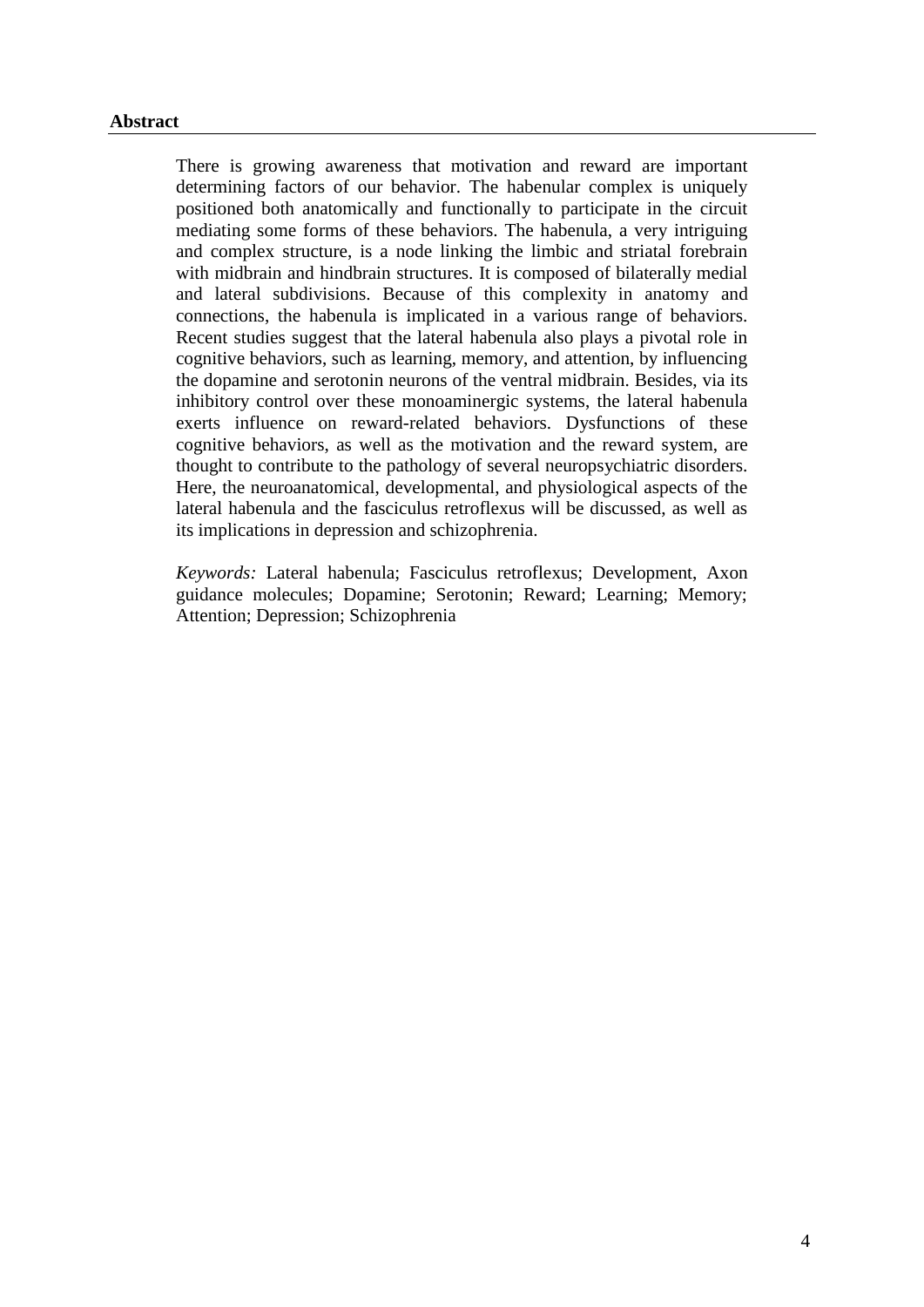## Abstract

There is growing awareness that motivation and reward are important determining factors of our behavior. The habenular complex is uniquely positioned both anatomically and functionally to participate in the circuit mediating some forms of these behaviors. The habenula, a very intriguing and complex structure, is a node linking the limbic and striatal forebrain with midbrain and hindbrain structures. It is composed of bilaterally medial and lateral subdivisions. Because of this complexity in anatomy and connections, the habenula is implicated in a various range of behaviors. Recent studies suggest that the lateral habenula also plays a pivotal role in cognitive behaviors, such as learning, memory, and attention, by influencing the dopamine and serotonin neurons of the ventral midbrain. Besides, via its inhibitory control over these monoaminergic systems, the lateral habenula exerts influence on reward-related behaviors. Dysfunctions of these cognitive behaviors, as well as the motivation and the reward system, are thought to contribute to the pathology of several neuropsychiatric disorders. Here, the neuroanatomical, developmental, and physiological aspects of the lateral habenula and the fasciculus retroflexus will be discussed, as well as its implications in depression and schizophrenia.

*Keywords:* Lateral habenula; Fasciculus retroflexus; Development, Axon guidance molecules; Dopamine; Serotonin; Reward; Learning; Memory; Attention; Depression; Schizophrenia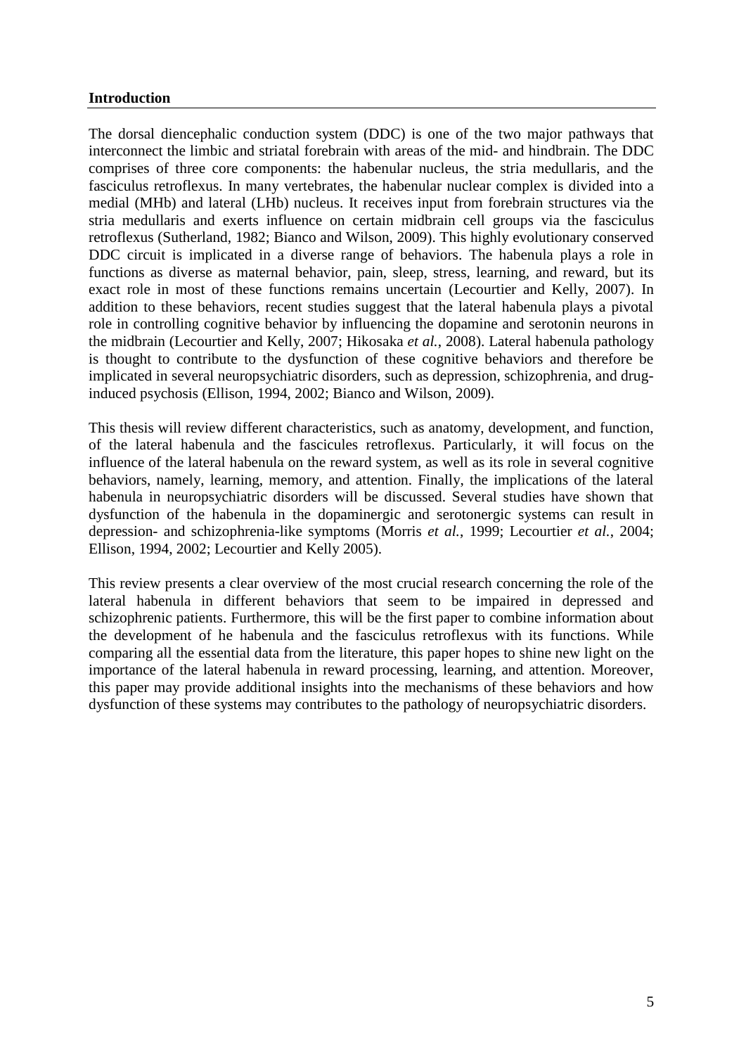## Introduction

The dorsal diencephalic conduction system (DDC) is one of the two major pathways that interconnect the limbic and striatal forebrain with areas of the mid- and hindbrain. The DDC comprises of three core components: the habenular nucleus, the stria medullaris, and the fasciculus retroflexus. In many vertebrates, the habenular nuclear complex is divided into a medial (MHb) and lateral (LHb) nucleus. It receives input from forebrain structures via the stria medullaris and exerts influence on certain midbrain cell groups via the fasciculus retroflexus (Sutherland, 1982; Bianco and Wilson, 2009). This highly evolutionary conserved DDC circuit is implicated in a diverse range of behaviors. The habenula plays a role in functions as diverse as maternal behavior, pain, sleep, stress, learning, and reward, but its exact role in most of these functions remains uncertain (Lecourtier and Kelly, 2007). In addition to these behaviors, recent studies suggest that the lateral habenula plays a pivotal role in controlling cognitive behavior by influencing the dopamine and serotonin neurons in the midbrain (Lecourtier and Kelly, 2007; Hikosaka *et al.*, 2008). Lateral habenula pathology is thought to contribute to the dysfunction of these cognitive behaviors and therefore be implicated in several neuropsychiatric disorders, such as depression, schizophrenia, and drug-induced psychosis (Ellison, 1994, 2002; Bianco and Wilson, 2009).

This thesis will review different characteristics, such as anatomy, development, and function, of the lateral habenula and the fascicules retroflexus. Particularly, it will focus on the influence of the lateral habenula on the reward system, as well as its role in several cognitive behaviors, namely, learning, memory, and attention. Finally, the implications of the lateral habenula in neuropsychiatric disorders will be discussed. Several studies have shown that dysfunction of the habenula in the dopaminergic and serotonergic systems can result in depression- and schizophrenia-like symptoms (Morris *et al.*, 1999; Lecourtier *et al.*, 2004; Ellison, 1994, 2002; Lecourtier and Kelly 2005).

This review presents a clear overview of the most crucial research concerning the role of the lateral habenula in different behaviors that seem to be impaired in depressed and schizophrenic patients. Furthermore, this will be the first paper to combine information about the development of he habenula and the fasciculus retroflexus with its functions. While comparing all the essential data from the literature, this paper hopes to shine new light on the importance of the lateral habenula in reward processing, learning, and attention. Moreover, this paper may provide additional insights into the mechanisms of these behaviors and how dysfunction of these systems may contributes to the pathology of neuropsychiatric disorders.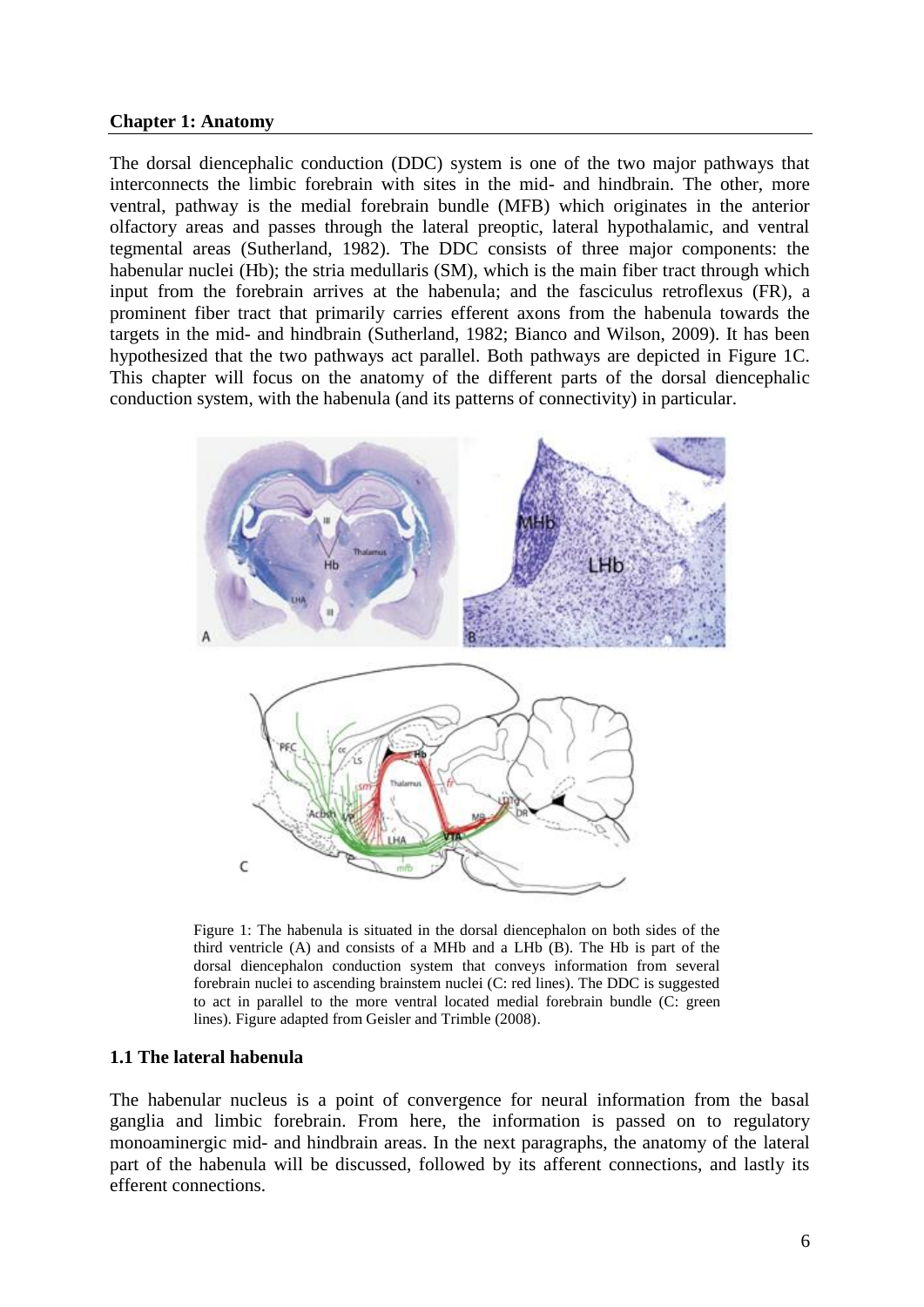## Chapter 1: Anatomy

The dorsal diencephalic conduction (DDC) system is one of the two major pathways that interconnects the limbic forebrain with sites in the mid- and hindbrain. The other, more ventral, pathway is the medial forebrain bundle (MFB) which originates in the anterior olfactory areas and passes through the lateral preoptic, lateral hypothalamic, and ventral tegmental areas (Sutherland, 1982). The DDC consists of three major components: the habenular nuclei (Hb); the stria medullaris (SM), which is the main fiber tract through which input from the forebrain arrives at the habenula; and the fasciculus retroflexus (FR), a prominent fiber tract that primarily carries efferent axons from the habenula towards the targets in the mid- and hindbrain (Sutherland, 1982; Bianco and Wilson, 2009). It has been hypothesized that the two pathways act parallel. Both pathways are depicted in Figure 1C. This chapter will focus on the anatomy of the different parts of the dorsal diencephalic conduction system, with the habenula (and its patterns of connectivity) in particular.

III
Hb
Thalamus
LHA
III
A

MHb
LHb
B

PFC
cc
LS
Hb
Thalamus
sm
fr
LDTg
DR
MR
Acbsh
VP
LHA
VTA
mfb
C

Figure 1: The habenula is situated in the dorsal diencephalon on both sides of the third ventricle (A) and consists of a MHb and a LHb (B). The Hb is part of the dorsal diencephalon conduction system that conveys information from several forebrain nuclei to ascending brainstem nuclei (C: red lines). The DDC is suggested to act in parallel to the more ventral located medial forebrain bundle (C: green lines). Figure adapted from Geisler and Trimble (2008).

### 1.1 The lateral habenula

The habenular nucleus is a point of convergence for neural information from the basal ganglia and limbic forebrain. From here, the information is passed on to regulatory monoaminergic mid- and hindbrain areas. In the next paragraphs, the anatomy of the lateral part of the habenula will be discussed, followed by its afferent connections, and lastly its efferent connections.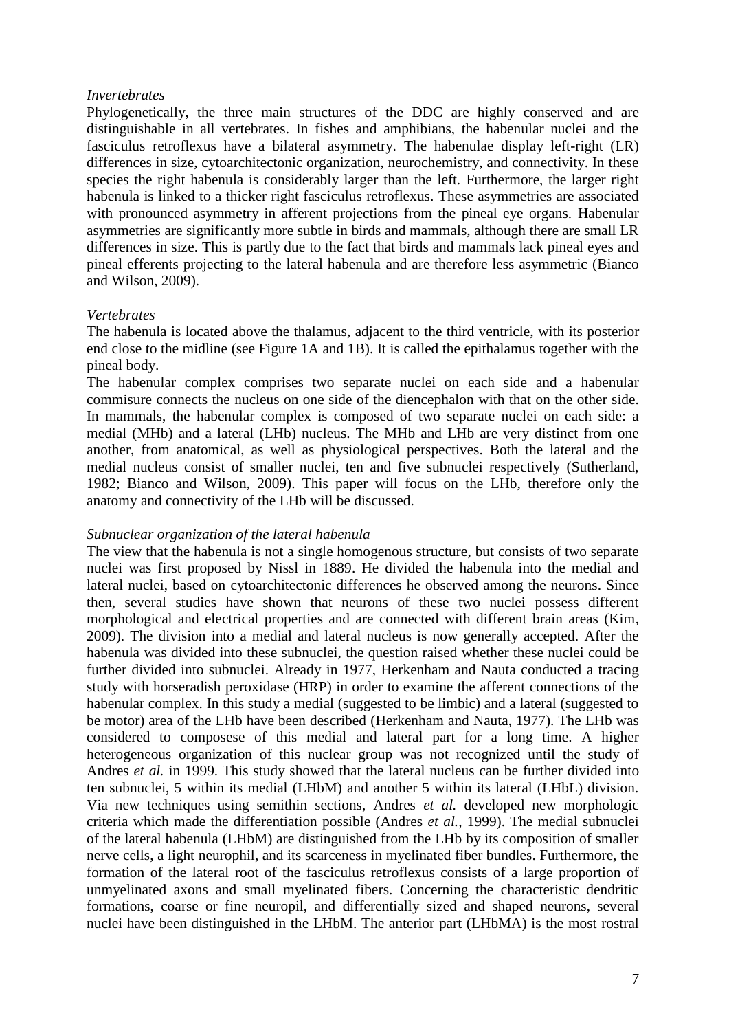*Invertebrates*

Phylogenetically, the three main structures of the DDC are highly conserved and are distinguishable in all vertebrates. In fishes and amphibians, the habenular nuclei and the fasciculus retroflexus have a bilateral asymmetry. The habenulae display left-right (LR) differences in size, cytoarchitectonic organization, neurochemistry, and connectivity. In these species the right habenula is considerably larger than the left. Furthermore, the larger right habenula is linked to a thicker right fasciculus retroflexus. These asymmetries are associated with pronounced asymmetry in afferent projections from the pineal eye organs. Habenular asymmetries are significantly more subtle in birds and mammals, although there are small LR differences in size. This is partly due to the fact that birds and mammals lack pineal eyes and pineal efferents projecting to the lateral habenula and are therefore less asymmetric (Bianco and Wilson, 2009).

*Vertebrates*

The habenula is located above the thalamus, adjacent to the third ventricle, with its posterior end close to the midline (see Figure 1A and 1B). It is called the epithalamus together with the pineal body.

The habenular complex comprises two separate nuclei on each side and a habenular commisure connects the nucleus on one side of the diencephalon with that on the other side. In mammals, the habenular complex is composed of two separate nuclei on each side: a medial (MHb) and a lateral (LHb) nucleus. The MHb and LHb are very distinct from one another, from anatomical, as well as physiological perspectives. Both the lateral and the medial nucleus consist of smaller nuclei, ten and five subnuclei respectively (Sutherland, 1982; Bianco and Wilson, 2009). This paper will focus on the LHb, therefore only the anatomy and connectivity of the LHb will be discussed.

*Subnuclear organization of the lateral habenula*

The view that the habenula is not a single homogenous structure, but consists of two separate nuclei was first proposed by Nissl in 1889. He divided the habenula into the medial and lateral nuclei, based on cytoarchitectonic differences he observed among the neurons. Since then, several studies have shown that neurons of these two nuclei possess different morphological and electrical properties and are connected with different brain areas (Kim, 2009). The division into a medial and lateral nucleus is now generally accepted. After the habenula was divided into these subnuclei, the question raised whether these nuclei could be further divided into subnuclei. Already in 1977, Herkenham and Nauta conducted a tracing study with horseradish peroxidase (HRP) in order to examine the afferent connections of the habenular complex. In this study a medial (suggested to be limbic) and a lateral (suggested to be motor) area of the LHb have been described (Herkenham and Nauta, 1977). The LHb was considered to composese of this medial and lateral part for a long time. A higher heterogeneous organization of this nuclear group was not recognized until the study of Andres *et al.* in 1999. This study showed that the lateral nucleus can be further divided into ten subnuclei, 5 within its medial (LHbM) and another 5 within its lateral (LHbL) division. Via new techniques using semithin sections, Andres *et al.* developed new morphologic criteria which made the differentiation possible (Andres *et al.*, 1999). The medial subnuclei of the lateral habenula (LHbM) are distinguished from the LHb by its composition of smaller nerve cells, a light neurophil, and its scarceness in myelinated fiber bundles. Furthermore, the formation of the lateral root of the fasciculus retroflexus consists of a large proportion of unmyelinated axons and small myelinated fibers. Concerning the characteristic dendritic formations, coarse or fine neuropil, and differentially sized and shaped neurons, several nuclei have been distinguished in the LHbM. The anterior part (LHbMA) is the most rostral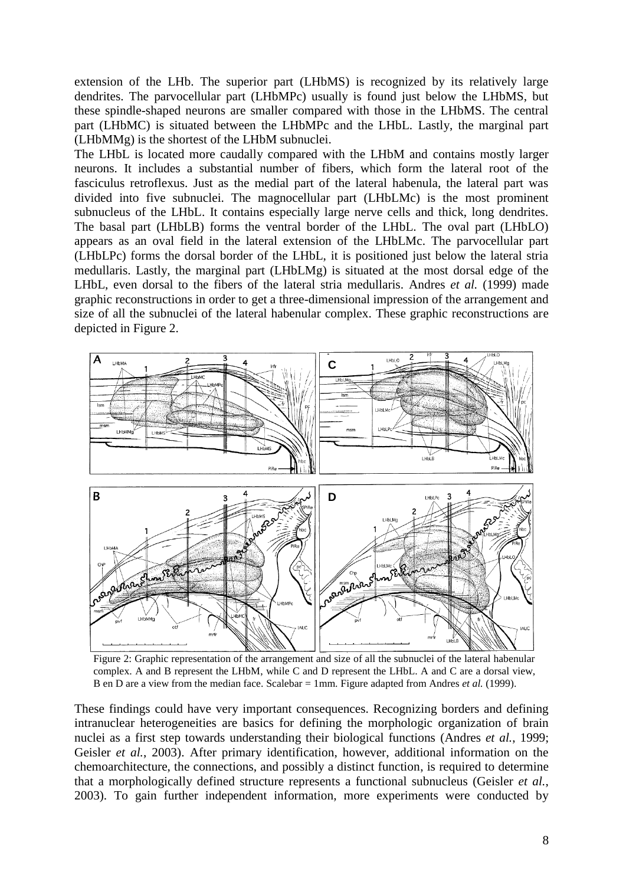extension of the LHb. The superior part (LHbMS) is recognized by its relatively large dendrites. The parvocellular part (LHbMPc) usually is found just below the LHbMS, but these spindle-shaped neurons are smaller compared with those in the LHbMS. The central part (LHbMC) is situated between the LHbMPc and the LHbL. Lastly, the marginal part (LHbMMg) is the shortest of the LHbM subnuclei.

The LHbL is located more caudally compared with the LHbM and contains mostly larger neurons. It includes a substantial number of fibers, which form the lateral root of the fasciculus retroflexus. Just as the medial part of the lateral habenula, the lateral part was divided into five subnuclei. The magnocellular part (LHbLMc) is the most prominent subnucleus of the LHbL. It contains especially large nerve cells and thick, long dendrites. The basal part (LHbLB) forms the ventral border of the LHbL. The oval part (LHbLO) appears as an oval field in the lateral extension of the LHbLMc. The parvocellular part (LHbLPc) forms the dorsal border of the LHbL, it is positioned just below the lateral stria medullaris. Lastly, the marginal part (LHbLMg) is situated at the most dorsal edge of the LHbL, even dorsal to the fibers of the lateral stria medullaris. Andres *et al.* (1999) made graphic reconstructions in order to get a three-dimensional impression of the arrangement and size of all the subnuclei of the lateral habenular complex. These graphic reconstructions are depicted in Figure 2.

Figure 2: Graphic representation of the arrangement and size of all the subnuclei of the lateral habenular complex. A and B represent the LHbM, while C and D represent the LHbL. A and C are a dorsal view, B en D are a view from the median face. Scalebar = 1mm. Figure adapted from Andres *et al.* (1999).

These findings could have very important consequences. Recognizing borders and defining intranuclear heterogeneities are basics for defining the morphologic organization of brain nuclei as a first step towards understanding their biological functions (Andres *et al.*, 1999; Geisler *et al.*, 2003). After primary identification, however, additional information on the chemoarchitecture, the connections, and possibly a distinct function, is required to determine that a morphologically defined structure represents a functional subnucleus (Geisler *et al.*, 2003). To gain further independent information, more experiments were conducted by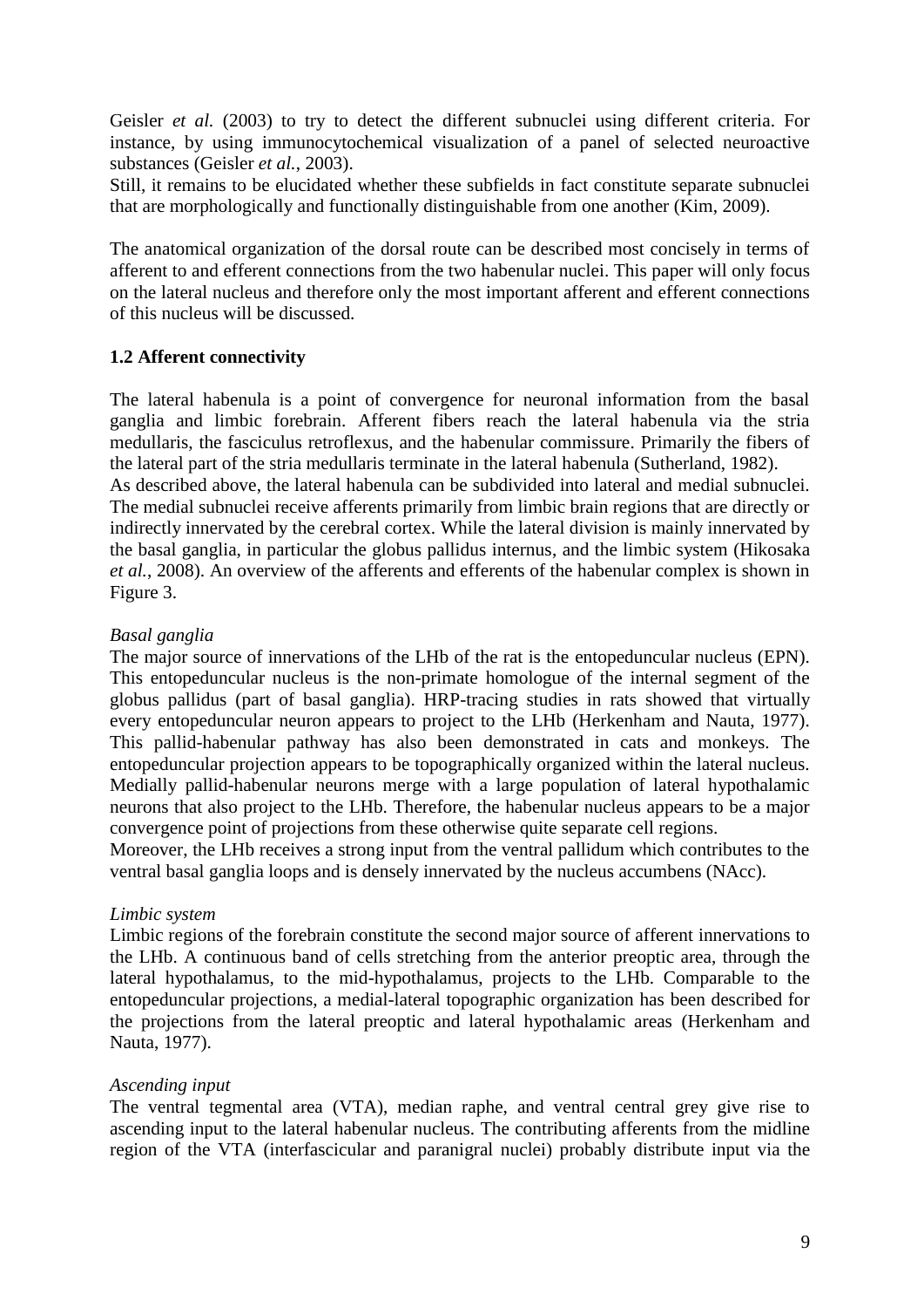Geisler *et al.* (2003) to try to detect the different subnuclei using different criteria. For instance, by using immunocytochemical visualization of a panel of selected neuroactive substances (Geisler *et al.*, 2003).
Still, it remains to be elucidated whether these subfields in fact constitute separate subnuclei that are morphologically and functionally distinguishable from one another (Kim, 2009).

The anatomical organization of the dorsal route can be described most concisely in terms of afferent to and efferent connections from the two habenular nuclei. This paper will only focus on the lateral nucleus and therefore only the most important afferent and efferent connections of this nucleus will be discussed.

### 1.2 Afferent connectivity

The lateral habenula is a point of convergence for neuronal information from the basal ganglia and limbic forebrain. Afferent fibers reach the lateral habenula via the stria medullaris, the fasciculus retroflexus, and the habenular commissure. Primarily the fibers of the lateral part of the stria medullaris terminate in the lateral habenula (Sutherland, 1982).
As described above, the lateral habenula can be subdivided into lateral and medial subnuclei. The medial subnuclei receive afferents primarily from limbic brain regions that are directly or indirectly innervated by the cerebral cortex. While the lateral division is mainly innervated by the basal ganglia, in particular the globus pallidus internus, and the limbic system (Hikosaka *et al.*, 2008). An overview of the afferents and efferents of the habenular complex is shown in Figure 3.

*Basal ganglia*

The major source of innervations of the LHb of the rat is the entopeduncular nucleus (EPN). This entopeduncular nucleus is the non-primate homologue of the internal segment of the globus pallidus (part of basal ganglia). HRP-tracing studies in rats showed that virtually every entopeduncular neuron appears to project to the LHb (Herkenham and Nauta, 1977). This pallid-habenular pathway has also been demonstrated in cats and monkeys. The entopeduncular projection appears to be topographically organized within the lateral nucleus. Medially pallid-habenular neurons merge with a large population of lateral hypothalamic neurons that also project to the LHb. Therefore, the habenular nucleus appears to be a major convergence point of projections from these otherwise quite separate cell regions.
Moreover, the LHb receives a strong input from the ventral pallidum which contributes to the ventral basal ganglia loops and is densely innervated by the nucleus accumbens (NAcc).

*Limbic system*

Limbic regions of the forebrain constitute the second major source of afferent innervations to the LHb. A continuous band of cells stretching from the anterior preoptic area, through the lateral hypothalamus, to the mid-hypothalamus, projects to the LHb. Comparable to the entopeduncular projections, a medial-lateral topographic organization has been described for the projections from the lateral preoptic and lateral hypothalamic areas (Herkenham and Nauta, 1977).

*Ascending input*

The ventral tegmental area (VTA), median raphe, and ventral central grey give rise to ascending input to the lateral habenular nucleus. The contributing afferents from the midline region of the VTA (interfascicular and paranigral nuclei) probably distribute input via the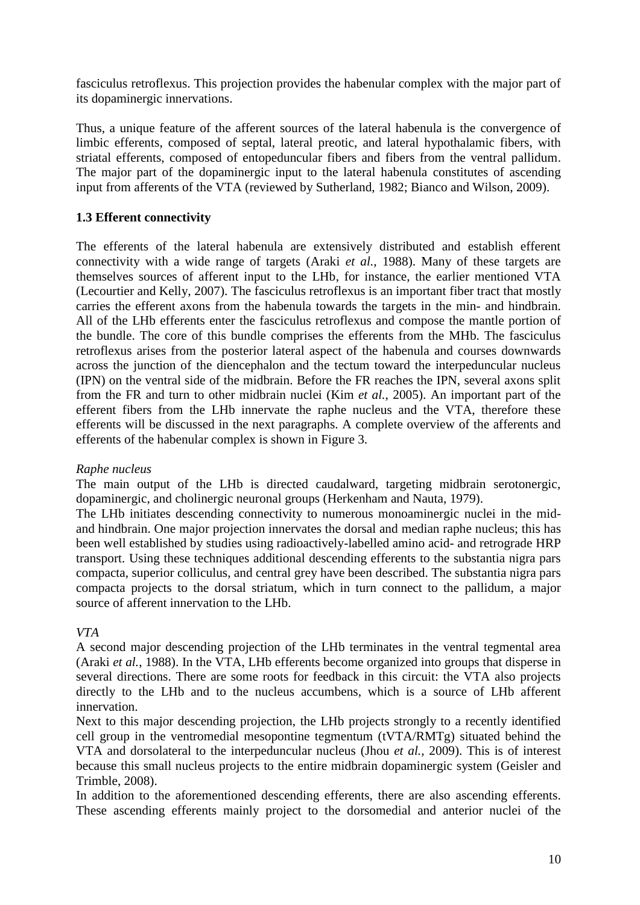fasciculus retroflexus. This projection provides the habenular complex with the major part of its dopaminergic innervations.

Thus, a unique feature of the afferent sources of the lateral habenula is the convergence of limbic efferents, composed of septal, lateral preotic, and lateral hypothalamic fibers, with striatal efferents, composed of entopeduncular fibers and fibers from the ventral pallidum. The major part of the dopaminergic input to the lateral habenula constitutes of ascending input from afferents of the VTA (reviewed by Sutherland, 1982; Bianco and Wilson, 2009).

### 1.3 Efferent connectivity

The efferents of the lateral habenula are extensively distributed and establish efferent connectivity with a wide range of targets (Araki *et al.*, 1988). Many of these targets are themselves sources of afferent input to the LHb, for instance, the earlier mentioned VTA (Lecourtier and Kelly, 2007). The fasciculus retroflexus is an important fiber tract that mostly carries the efferent axons from the habenula towards the targets in the min- and hindbrain. All of the LHb efferents enter the fasciculus retroflexus and compose the mantle portion of the bundle. The core of this bundle comprises the efferents from the MHb. The fasciculus retroflexus arises from the posterior lateral aspect of the habenula and courses downwards across the junction of the diencephalon and the tectum toward the interpeduncular nucleus (IPN) on the ventral side of the midbrain. Before the FR reaches the IPN, several axons split from the FR and turn to other midbrain nuclei (Kim *et al.*, 2005). An important part of the efferent fibers from the LHb innervate the raphe nucleus and the VTA, therefore these efferents will be discussed in the next paragraphs. A complete overview of the afferents and efferents of the habenular complex is shown in Figure 3.

*Raphe nucleus*

The main output of the LHb is directed caudalward, targeting midbrain serotonergic, dopaminergic, and cholinergic neuronal groups (Herkenham and Nauta, 1979).

The LHb initiates descending connectivity to numerous monoaminergic nuclei in the mid- and hindbrain. One major projection innervates the dorsal and median raphe nucleus; this has been well established by studies using radioactively-labelled amino acid- and retrograde HRP transport. Using these techniques additional descending efferents to the substantia nigra pars compacta, superior colliculus, and central grey have been described. The substantia nigra pars compacta projects to the dorsal striatum, which in turn connect to the pallidum, a major source of afferent innervation to the LHb.

*VTA*

A second major descending projection of the LHb terminates in the ventral tegmental area (Araki *et al.*, 1988). In the VTA, LHb efferents become organized into groups that disperse in several directions. There are some roots for feedback in this circuit: the VTA also projects directly to the LHb and to the nucleus accumbens, which is a source of LHb afferent innervation.

Next to this major descending projection, the LHb projects strongly to a recently identified cell group in the ventromedial mesopontine tegmentum (tVTA/RMTg) situated behind the VTA and dorsolateral to the interpeduncular nucleus (Jhou *et al.*, 2009). This is of interest because this small nucleus projects to the entire midbrain dopaminergic system (Geisler and Trimble, 2008).

In addition to the aforementioned descending efferents, there are also ascending efferents. These ascending efferents mainly project to the dorsomedial and anterior nuclei of the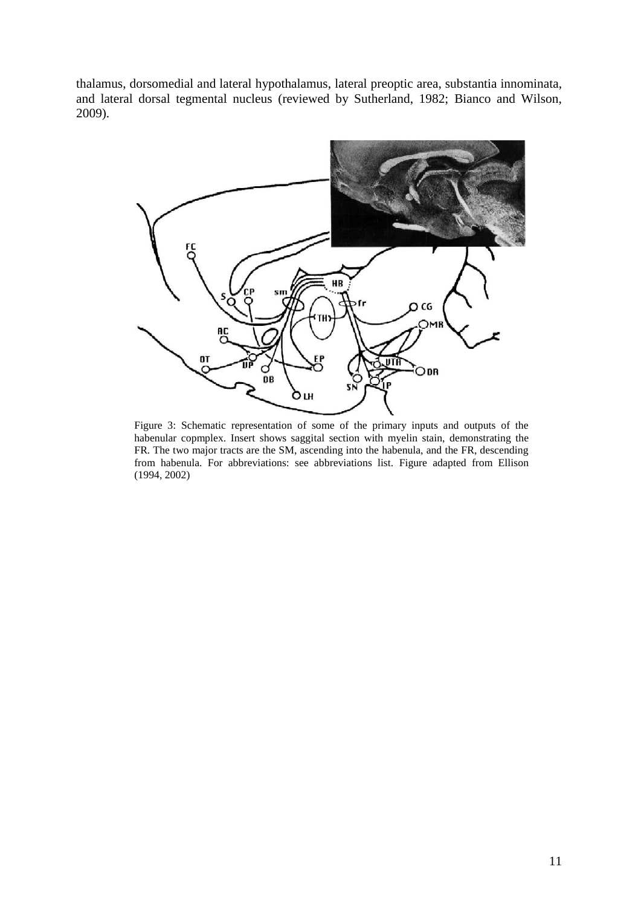thalamus, dorsomedial and lateral hypothalamus, lateral preoptic area, substantia innominata, and lateral dorsal tegmental nucleus (reviewed by Sutherland, 1982; Bianco and Wilson, 2009).

FC
S
CP
sm
HB
fr
TH
CG
MR
AC
OT
VP
DB
EP
LH
SN
VTA
IP
DR

Figure 3: Schematic representation of some of the primary inputs and outputs of the habenular copmplex. Insert shows saggital section with myelin stain, demonstrating the FR. The two major tracts are the SM, ascending into the habenula, and the FR, descending from habenula. For abbreviations: see abbreviations list. Figure adapted from Ellison (1994, 2002)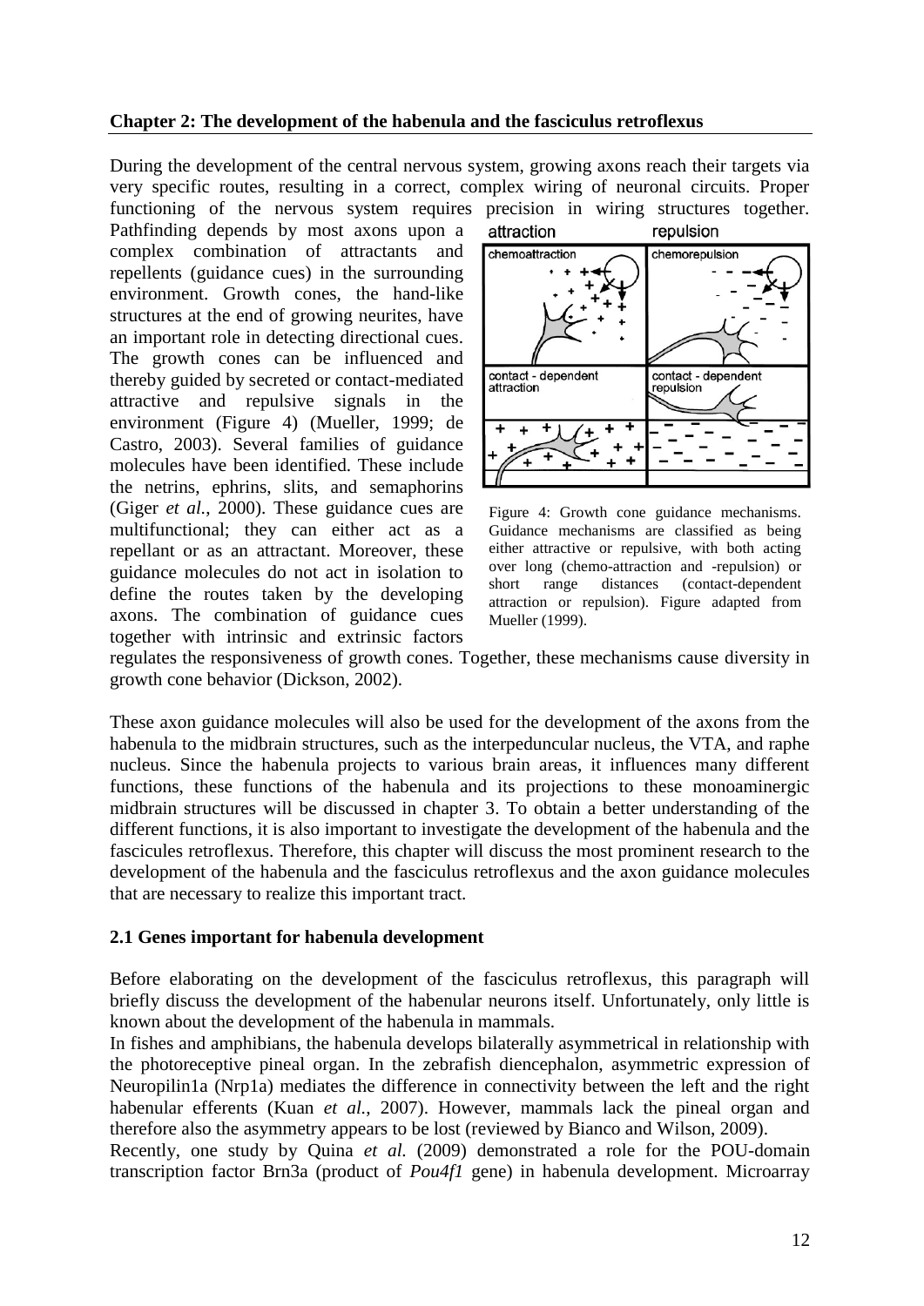## Chapter 2: The development of the habenula and the fasciculus retroflexus

During the development of the central nervous system, growing axons reach their targets via very specific routes, resulting in a correct, complex wiring of neuronal circuits. Proper functioning of the nervous system requires precision in wiring structures together. Pathfinding depends by most axons upon a complex combination of attractants and repellents (guidance cues) in the surrounding environment. Growth cones, the hand-like structures at the end of growing neurites, have an important role in detecting directional cues. The growth cones can be influenced and thereby guided by secreted or contact-mediated attractive and repulsive signals in the environment (Figure 4) (Mueller, 1999; de Castro, 2003). Several families of guidance molecules have been identified. These include the netrins, ephrins, slits, and semaphorins (Giger *et al.*, 2000). These guidance cues are multifunctional; they can either act as a repellant or as an attractant. Moreover, these guidance molecules do not act in isolation to define the routes taken by the developing axons. The combination of guidance cues together with intrinsic and extrinsic factors regulates the responsiveness of growth cones. Together, these mechanisms cause diversity in growth cone behavior (Dickson, 2002).

attraction
repulsion
chemoattraction
chemorepulsion
contact - dependent attraction
contact - dependent repulsion

Figure 4: Growth cone guidance mechanisms. Guidance mechanisms are classified as being either attractive or repulsive, with both acting over long (chemo-attraction and -repulsion) or short range distances (contact-dependent attraction or repulsion). Figure adapted from Mueller (1999).

These axon guidance molecules will also be used for the development of the axons from the habenula to the midbrain structures, such as the interpeduncular nucleus, the VTA, and raphe nucleus. Since the habenula projects to various brain areas, it influences many different functions, these functions of the habenula and its projections to these monoaminergic midbrain structures will be discussed in chapter 3. To obtain a better understanding of the different functions, it is also important to investigate the development of the habenula and the fascicules retroflexus. Therefore, this chapter will discuss the most prominent research to the development of the habenula and the fasciculus retroflexus and the axon guidance molecules that are necessary to realize this important tract.

### 2.1 Genes important for habenula development

Before elaborating on the development of the fasciculus retroflexus, this paragraph will briefly discuss the development of the habenular neurons itself. Unfortunately, only little is known about the development of the habenula in mammals.

In fishes and amphibians, the habenula develops bilaterally asymmetrical in relationship with the photoreceptive pineal organ. In the zebrafish diencephalon, asymmetric expression of Neuropilin1a (Nrp1a) mediates the difference in connectivity between the left and the right habenular efferents (Kuan *et al.*, 2007). However, mammals lack the pineal organ and therefore also the asymmetry appears to be lost (reviewed by Bianco and Wilson, 2009).

Recently, one study by Quina *et al.* (2009) demonstrated a role for the POU-domain transcription factor Brn3a (product of *Pou4f1* gene) in habenula development. Microarray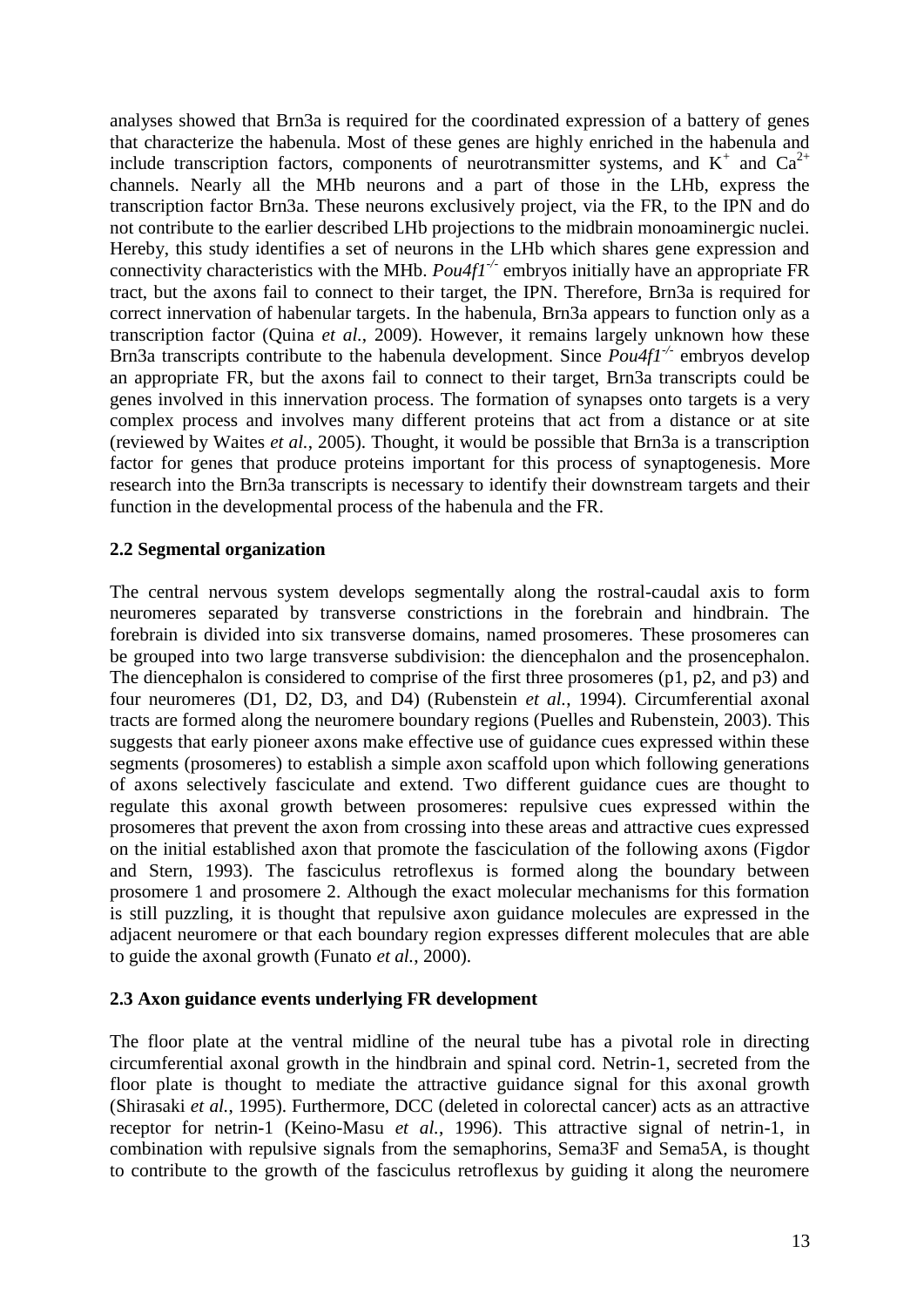analyses showed that Brn3a is required for the coordinated expression of a battery of genes that characterize the habenula. Most of these genes are highly enriched in the habenula and include transcription factors, components of neurotransmitter systems, and $K^+$ and $Ca^{2+}$ channels. Nearly all the MHb neurons and a part of those in the LHb, express the transcription factor Brn3a. These neurons exclusively project, via the FR, to the IPN and do not contribute to the earlier described LHb projections to the midbrain monoaminergic nuclei. Hereby, this study identifies a set of neurons in the LHb which shares gene expression and connectivity characteristics with the MHb. *Pou4f1$^{-/-}$* embryos initially have an appropriate FR tract, but the axons fail to connect to their target, the IPN. Therefore, Brn3a is required for correct innervation of habenular targets. In the habenula, Brn3a appears to function only as a transcription factor (Quina *et al.*, 2009). However, it remains largely unknown how these Brn3a transcripts contribute to the habenula development. Since *Pou4f1$^{-/-}$* embryos develop an appropriate FR, but the axons fail to connect to their target, Brn3a transcripts could be genes involved in this innervation process. The formation of synapses onto targets is a very complex process and involves many different proteins that act from a distance or at site (reviewed by Waites *et al.*, 2005). Thought, it would be possible that Brn3a is a transcription factor for genes that produce proteins important for this process of synaptogenesis. More research into the Brn3a transcripts is necessary to identify their downstream targets and their function in the developmental process of the habenula and the FR.

## 2.2 Segmental organization

The central nervous system develops segmentally along the rostral-caudal axis to form neuromeres separated by transverse constrictions in the forebrain and hindbrain. The forebrain is divided into six transverse domains, named prosomeres. These prosomeres can be grouped into two large transverse subdivision: the diencephalon and the prosencephalon. The diencephalon is considered to comprise of the first three prosomeres (p1, p2, and p3) and four neuromeres (D1, D2, D3, and D4) (Rubenstein *et al.*, 1994). Circumferential axonal tracts are formed along the neuromere boundary regions (Puelles and Rubenstein, 2003). This suggests that early pioneer axons make effective use of guidance cues expressed within these segments (prosomeres) to establish a simple axon scaffold upon which following generations of axons selectively fasciculate and extend. Two different guidance cues are thought to regulate this axonal growth between prosomeres: repulsive cues expressed within the prosomeres that prevent the axon from crossing into these areas and attractive cues expressed on the initial established axon that promote the fasciculation of the following axons (Figdor and Stern, 1993). The fasciculus retroflexus is formed along the boundary between prosomere 1 and prosomere 2. Although the exact molecular mechanisms for this formation is still puzzling, it is thought that repulsive axon guidance molecules are expressed in the adjacent neuromere or that each boundary region expresses different molecules that are able to guide the axonal growth (Funato *et al.*, 2000).

## 2.3 Axon guidance events underlying FR development

The floor plate at the ventral midline of the neural tube has a pivotal role in directing circumferential axonal growth in the hindbrain and spinal cord. Netrin-1, secreted from the floor plate is thought to mediate the attractive guidance signal for this axonal growth (Shirasaki *et al.*, 1995). Furthermore, DCC (deleted in colorectal cancer) acts as an attractive receptor for netrin-1 (Keino-Masu *et al.*, 1996). This attractive signal of netrin-1, in combination with repulsive signals from the semaphorins, Sema3F and Sema5A, is thought to contribute to the growth of the fasciculus retroflexus by guiding it along the neuromere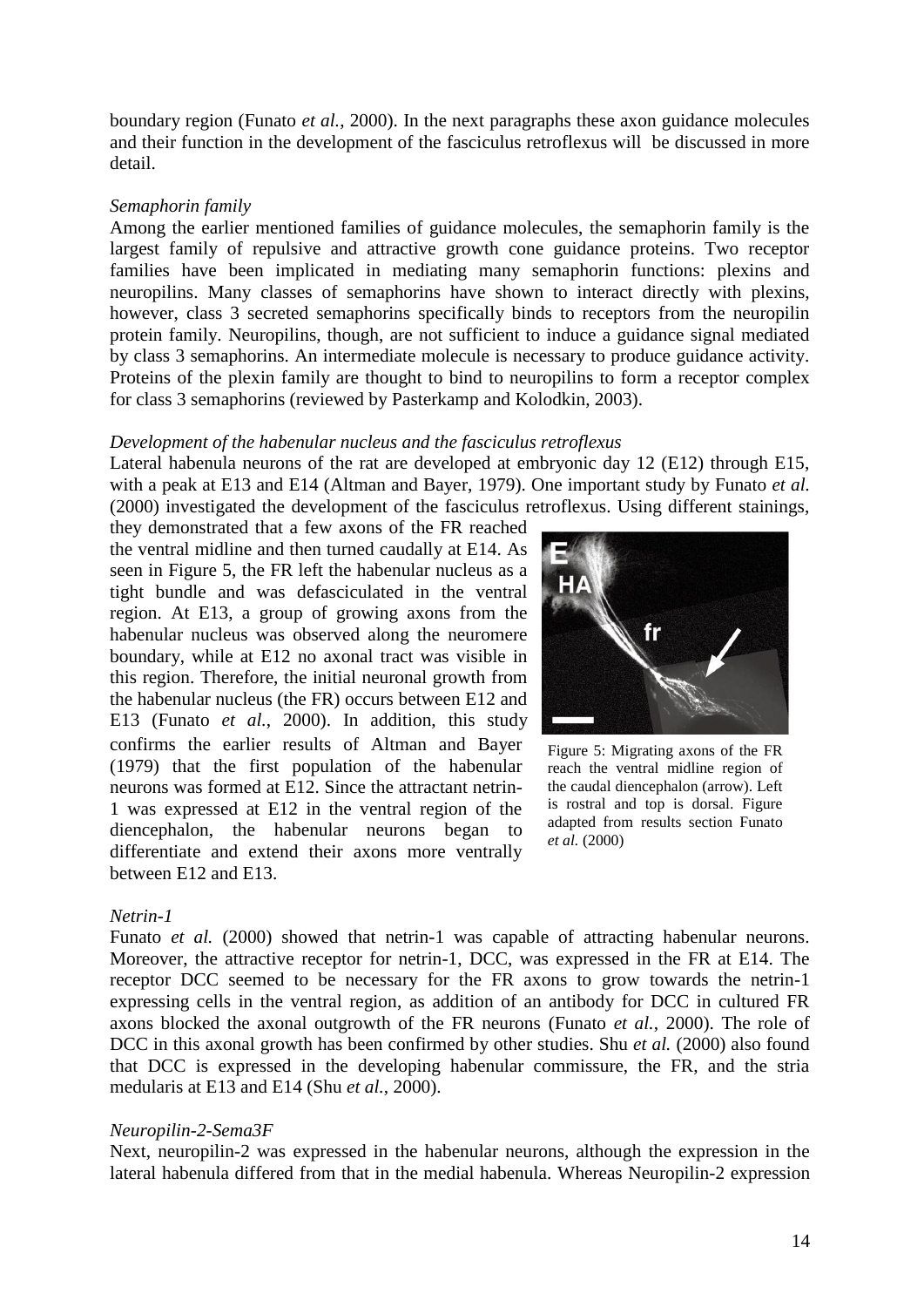boundary region (Funato *et al.*, 2000). In the next paragraphs these axon guidance molecules and their function in the development of the fasciculus retroflexus will be discussed in more detail.

*Semaphorin family*

Among the earlier mentioned families of guidance molecules, the semaphorin family is the largest family of repulsive and attractive growth cone guidance proteins. Two receptor families have been implicated in mediating many semaphorin functions: plexins and neuropilins. Many classes of semaphorins have shown to interact directly with plexins, however, class 3 secreted semaphorins specifically binds to receptors from the neuropilin protein family. Neuropilins, though, are not sufficient to induce a guidance signal mediated by class 3 semaphorins. An intermediate molecule is necessary to produce guidance activity. Proteins of the plexin family are thought to bind to neuropilins to form a receptor complex for class 3 semaphorins (reviewed by Pasterkamp and Kolodkin, 2003).

*Development of the habenular nucleus and the fasciculus retroflexus*

Lateral habenula neurons of the rat are developed at embryonic day 12 (E12) through E15, with a peak at E13 and E14 (Altman and Bayer, 1979). One important study by Funato *et al.* (2000) investigated the development of the fasciculus retroflexus. Using different stainings, they demonstrated that a few axons of the FR reached the ventral midline and then turned caudally at E14. As seen in Figure 5, the FR left the habenular nucleus as a tight bundle and was defasciculated in the ventral region. At E13, a group of growing axons from the habenular nucleus was observed along the neuromere boundary, while at E12 no axonal tract was visible in this region. Therefore, the initial neuronal growth from the habenular nucleus (the FR) occurs between E12 and E13 (Funato *et al.*, 2000). In addition, this study confirms the earlier results of Altman and Bayer (1979) that the first population of the habenular neurons was formed at E12. Since the attractant netrin-1 was expressed at E12 in the ventral region of the diencephalon, the habenular neurons began to differentiate and extend their axons more ventrally between E12 and E13.

E

HA

fr

Figure 5: Migrating axons of the FR reach the ventral midline region of the caudal diencephalon (arrow). Left is rostral and top is dorsal. Figure adapted from results section Funato *et al.* (2000)

*Netrin-1*

Funato *et al.* (2000) showed that netrin-1 was capable of attracting habenular neurons. Moreover, the attractive receptor for netrin-1, DCC, was expressed in the FR at E14. The receptor DCC seemed to be necessary for the FR axons to grow towards the netrin-1 expressing cells in the ventral region, as addition of an antibody for DCC in cultured FR axons blocked the axonal outgrowth of the FR neurons (Funato *et al.*, 2000). The role of DCC in this axonal growth has been confirmed by other studies. Shu *et al.* (2000) also found that DCC is expressed in the developing habenular commissure, the FR, and the stria medularis at E13 and E14 (Shu *et al.*, 2000).

*Neuropilin-2-Sema3F*

Next, neuropilin-2 was expressed in the habenular neurons, although the expression in the lateral habenula differed from that in the medial habenula. Whereas Neuropilin-2 expression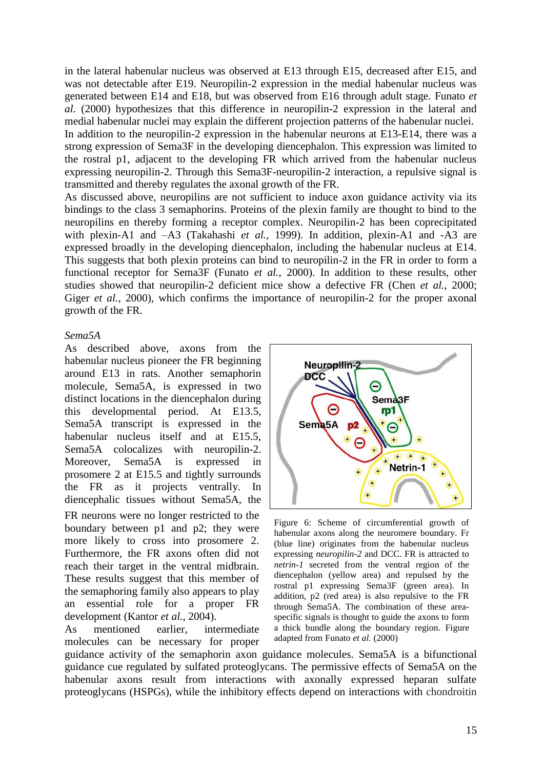in the lateral habenular nucleus was observed at E13 through E15, decreased after E15, and was not detectable after E19. Neuropilin-2 expression in the medial habenular nucleus was generated between E14 and E18, but was observed from E16 through adult stage. Funato *et al.* (2000) hypothesizes that this difference in neuropilin-2 expression in the lateral and medial habenular nuclei may explain the different projection patterns of the habenular nuclei. In addition to the neuropilin-2 expression in the habenular neurons at E13-E14, there was a strong expression of Sema3F in the developing diencephalon. This expression was limited to the rostral p1, adjacent to the developing FR which arrived from the habenular nucleus expressing neuropilin-2. Through this Sema3F-neuropilin-2 interaction, a repulsive signal is transmitted and thereby regulates the axonal growth of the FR.

As discussed above, neuropilins are not sufficient to induce axon guidance activity via its bindings to the class 3 semaphorins. Proteins of the plexin family are thought to bind to the neuropilins en thereby forming a receptor complex. Neuropilin-2 has been coprecipitated with plexin-A1 and –A3 (Takahashi *et al.*, 1999). In addition, plexin-A1 and -A3 are expressed broadly in the developing diencephalon, including the habenular nucleus at E14. This suggests that both plexin proteins can bind to neuropilin-2 in the FR in order to form a functional receptor for Sema3F (Funato *et al.*, 2000). In addition to these results, other studies showed that neuropilin-2 deficient mice show a defective FR (Chen *et al.*, 2000; Giger *et al.*, 2000), which confirms the importance of neuropilin-2 for the proper axonal growth of the FR.

*Sema5A*

As described above, axons from the habenular nucleus pioneer the FR beginning around E13 in rats. Another semaphorin molecule, Sema5A, is expressed in two distinct locations in the diencephalon during this developmental period. At E13.5, Sema5A transcript is expressed in the habenular nucleus itself and at E15.5, Sema5A colocalizes with neuropilin-2. Moreover, Sema5A is expressed in prosomere 2 at E15.5 and tightly surrounds the FR as it projects ventrally. In diencephalic tissues without Sema5A, the FR neurons were no longer restricted to the boundary between p1 and p2; they were more likely to cross into prosomere 2. Furthermore, the FR axons often did not reach their target in the ventral midbrain. These results suggest that this member of the semaphoring family also appears to play an essential role for a proper FR development (Kantor *et al.*, 2004).

Neuropilin-2
DCC
Sema3F
rp1
Sema5A
p2
Netrin-1

Figure 6: Scheme of circumferential growth of habenular axons along the neuromere boundary. Fr (blue line) originates from the habenular nucleus expressing *neuropilin-2* and DCC. FR is attracted to *netrin-1* secreted from the ventral region of the diencephalon (yellow area) and repulsed by the rostral p1 expressing Sema3F (green area). In addition, p2 (red area) is also repulsive to the FR through Sema5A. The combination of these area-specific signals is thought to guide the axons to form a thick bundle along the boundary region. Figure adapted from Funato *et al.* (2000)

As mentioned earlier, intermediate molecules can be necessary for proper guidance activity of the semaphorin axon guidance molecules. Sema5A is a bifunctional guidance cue regulated by sulfated proteoglycans. The permissive effects of Sema5A on the habenular axons result from interactions with axonally expressed heparan sulfate proteoglycans (HSPGs), while the inhibitory effects depend on interactions with chondroitin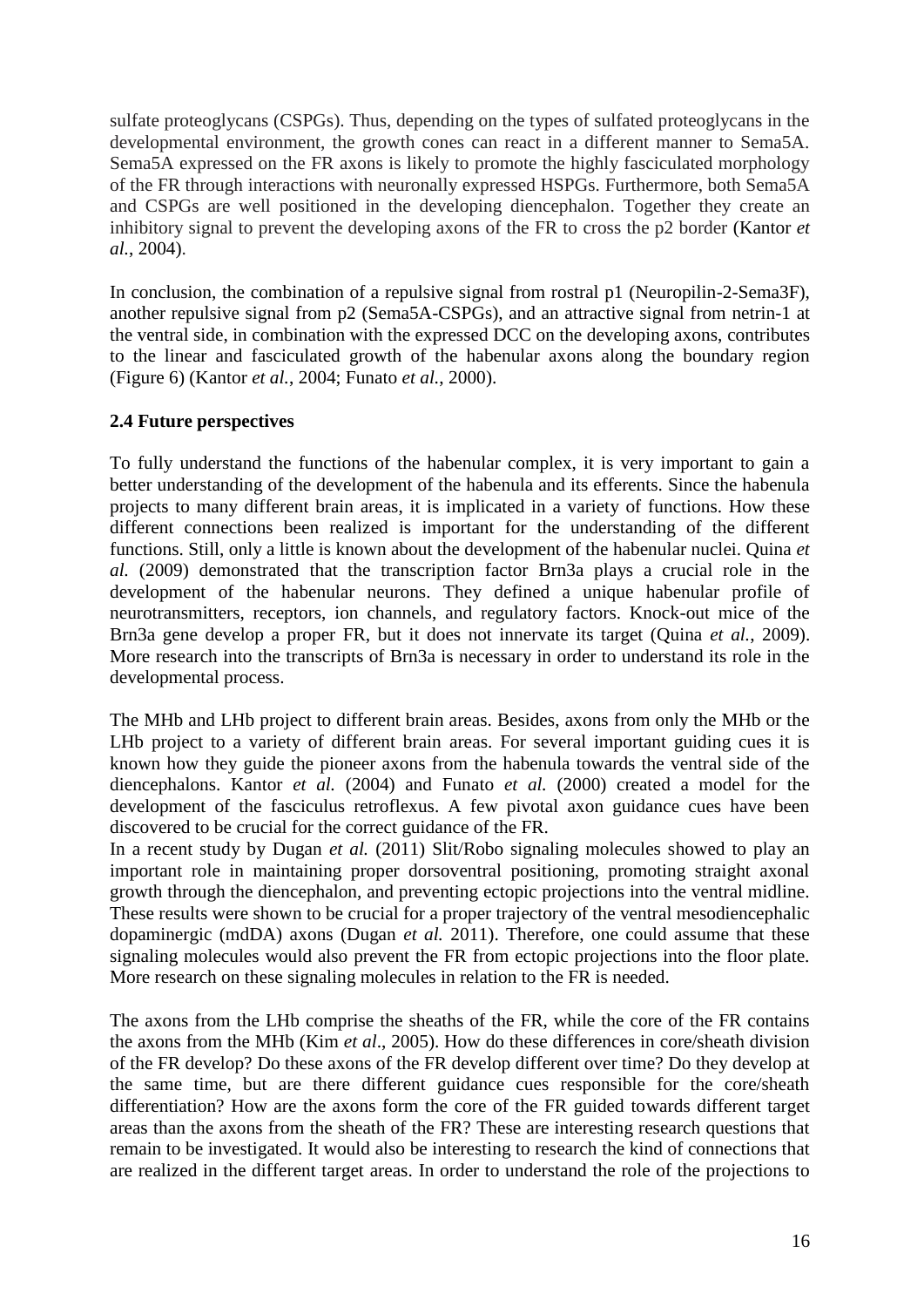sulfate proteoglycans (CSPGs). Thus, depending on the types of sulfated proteoglycans in the developmental environment, the growth cones can react in a different manner to Sema5A. Sema5A expressed on the FR axons is likely to promote the highly fasciculated morphology of the FR through interactions with neuronally expressed HSPGs. Furthermore, both Sema5A and CSPGs are well positioned in the developing diencephalon. Together they create an inhibitory signal to prevent the developing axons of the FR to cross the p2 border (Kantor *et al.*, 2004).

In conclusion, the combination of a repulsive signal from rostral p1 (Neuropilin-2-Sema3F), another repulsive signal from p2 (Sema5A-CSPGs), and an attractive signal from netrin-1 at the ventral side, in combination with the expressed DCC on the developing axons, contributes to the linear and fasciculated growth of the habenular axons along the boundary region (Figure 6) (Kantor *et al.*, 2004; Funato *et al.*, 2000).

### 2.4 Future perspectives

To fully understand the functions of the habenular complex, it is very important to gain a better understanding of the development of the habenula and its efferents. Since the habenula projects to many different brain areas, it is implicated in a variety of functions. How these different connections been realized is important for the understanding of the different functions. Still, only a little is known about the development of the habenular nuclei. Quina *et al.* (2009) demonstrated that the transcription factor Brn3a plays a crucial role in the development of the habenular neurons. They defined a unique habenular profile of neurotransmitters, receptors, ion channels, and regulatory factors. Knock-out mice of the Brn3a gene develop a proper FR, but it does not innervate its target (Quina *et al.*, 2009). More research into the transcripts of Brn3a is necessary in order to understand its role in the developmental process.

The MHb and LHb project to different brain areas. Besides, axons from only the MHb or the LHb project to a variety of different brain areas. For several important guiding cues it is known how they guide the pioneer axons from the habenula towards the ventral side of the diencephalons. Kantor *et al.* (2004) and Funato *et al.* (2000) created a model for the development of the fasciculus retroflexus. A few pivotal axon guidance cues have been discovered to be crucial for the correct guidance of the FR.
In a recent study by Dugan *et al.* (2011) Slit/Robo signaling molecules showed to play an important role in maintaining proper dorsoventral positioning, promoting straight axonal growth through the diencephalon, and preventing ectopic projections into the ventral midline. These results were shown to be crucial for a proper trajectory of the ventral mesodiencephalic dopaminergic (mdDA) axons (Dugan *et al.* 2011). Therefore, one could assume that these signaling molecules would also prevent the FR from ectopic projections into the floor plate. More research on these signaling molecules in relation to the FR is needed.

The axons from the LHb comprise the sheaths of the FR, while the core of the FR contains the axons from the MHb (Kim *et al*., 2005). How do these differences in core/sheath division of the FR develop? Do these axons of the FR develop different over time? Do they develop at the same time, but are there different guidance cues responsible for the core/sheath differentiation? How are the axons form the core of the FR guided towards different target areas than the axons from the sheath of the FR? These are interesting research questions that remain to be investigated. It would also be interesting to research the kind of connections that are realized in the different target areas. In order to understand the role of the projections to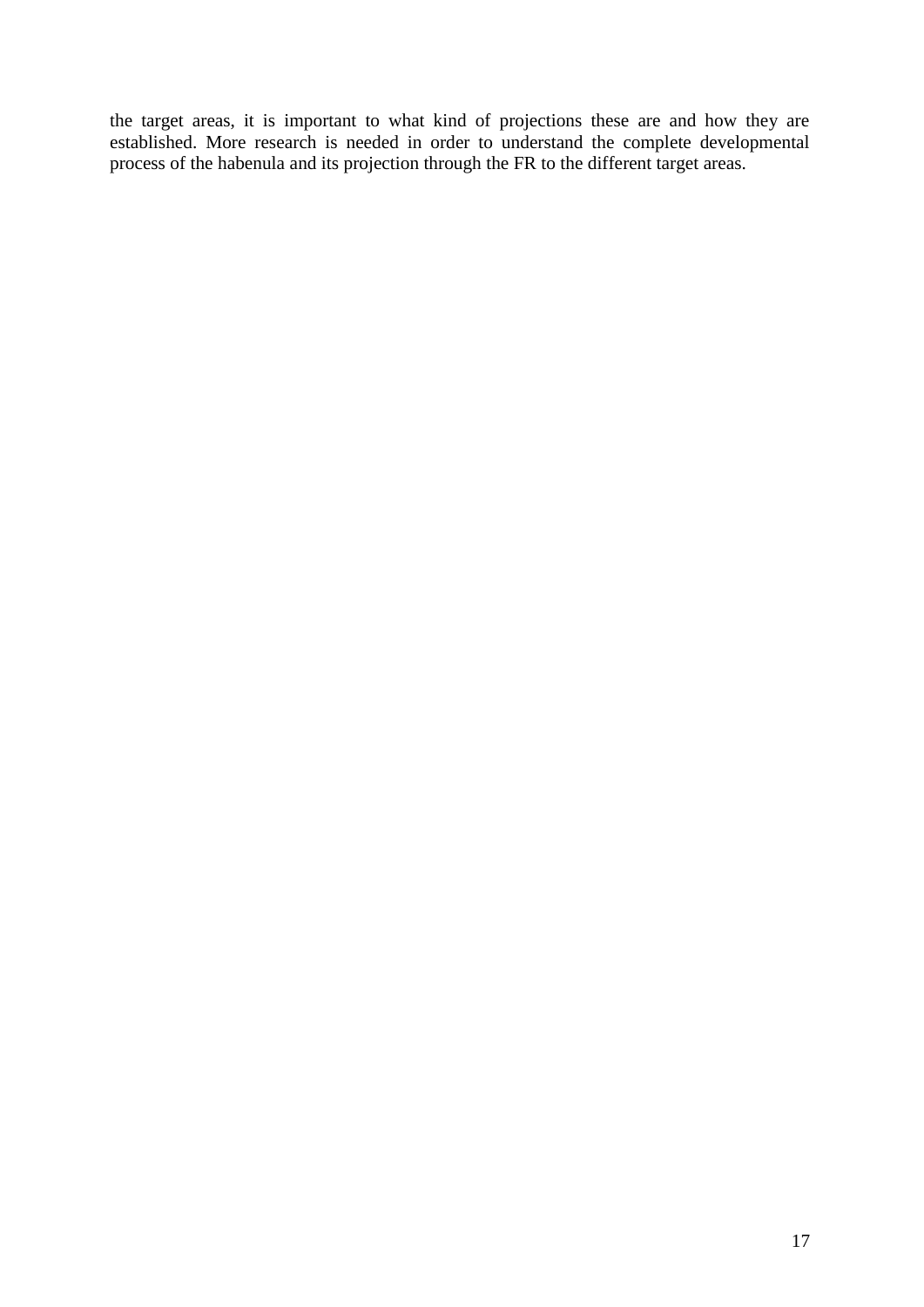the target areas, it is important to what kind of projections these are and how they are established. More research is needed in order to understand the complete developmental process of the habenula and its projection through the FR to the different target areas.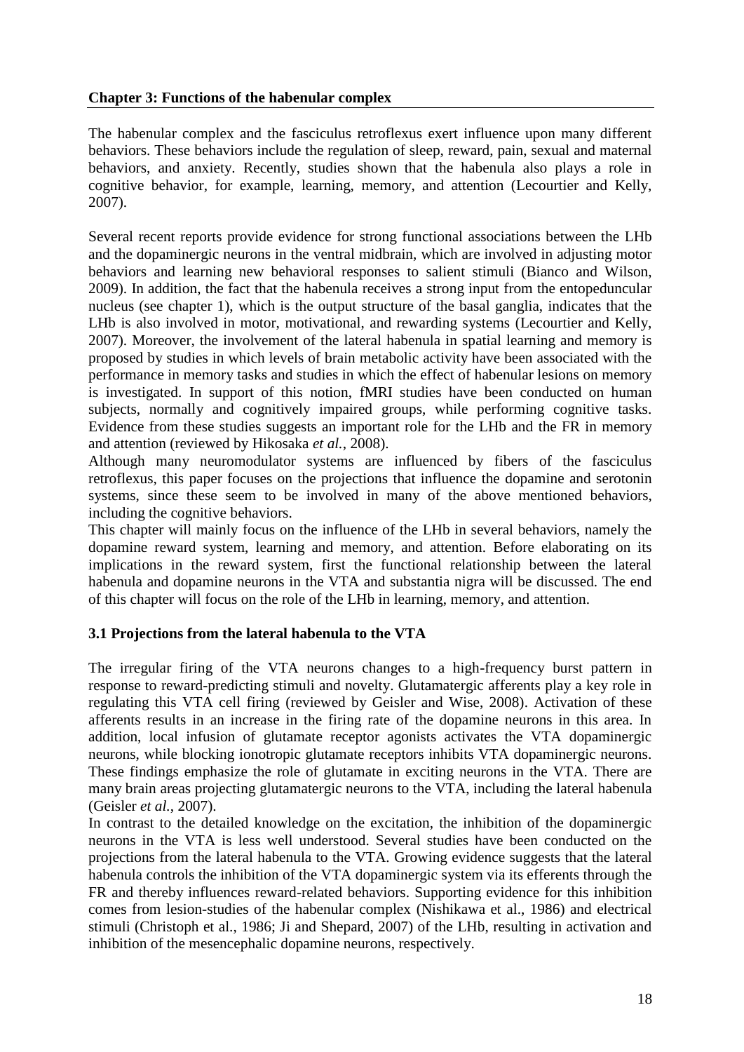## Chapter 3: Functions of the habenular complex

The habenular complex and the fasciculus retroflexus exert influence upon many different behaviors. These behaviors include the regulation of sleep, reward, pain, sexual and maternal behaviors, and anxiety. Recently, studies shown that the habenula also plays a role in cognitive behavior, for example, learning, memory, and attention (Lecourtier and Kelly, 2007).

Several recent reports provide evidence for strong functional associations between the LHb and the dopaminergic neurons in the ventral midbrain, which are involved in adjusting motor behaviors and learning new behavioral responses to salient stimuli (Bianco and Wilson, 2009). In addition, the fact that the habenula receives a strong input from the entopeduncular nucleus (see chapter 1), which is the output structure of the basal ganglia, indicates that the LHb is also involved in motor, motivational, and rewarding systems (Lecourtier and Kelly, 2007). Moreover, the involvement of the lateral habenula in spatial learning and memory is proposed by studies in which levels of brain metabolic activity have been associated with the performance in memory tasks and studies in which the effect of habenular lesions on memory is investigated. In support of this notion, fMRI studies have been conducted on human subjects, normally and cognitively impaired groups, while performing cognitive tasks. Evidence from these studies suggests an important role for the LHb and the FR in memory and attention (reviewed by Hikosaka *et al.*, 2008).

Although many neuromodulator systems are influenced by fibers of the fasciculus retroflexus, this paper focuses on the projections that influence the dopamine and serotonin systems, since these seem to be involved in many of the above mentioned behaviors, including the cognitive behaviors.

This chapter will mainly focus on the influence of the LHb in several behaviors, namely the dopamine reward system, learning and memory, and attention. Before elaborating on its implications in the reward system, first the functional relationship between the lateral habenula and dopamine neurons in the VTA and substantia nigra will be discussed. The end of this chapter will focus on the role of the LHb in learning, memory, and attention.

### 3.1 Projections from the lateral habenula to the VTA

The irregular firing of the VTA neurons changes to a high-frequency burst pattern in response to reward-predicting stimuli and novelty. Glutamatergic afferents play a key role in regulating this VTA cell firing (reviewed by Geisler and Wise, 2008). Activation of these afferents results in an increase in the firing rate of the dopamine neurons in this area. In addition, local infusion of glutamate receptor agonists activates the VTA dopaminergic neurons, while blocking ionotropic glutamate receptors inhibits VTA dopaminergic neurons. These findings emphasize the role of glutamate in exciting neurons in the VTA. There are many brain areas projecting glutamatergic neurons to the VTA, including the lateral habenula (Geisler *et al.*, 2007).

In contrast to the detailed knowledge on the excitation, the inhibition of the dopaminergic neurons in the VTA is less well understood. Several studies have been conducted on the projections from the lateral habenula to the VTA. Growing evidence suggests that the lateral habenula controls the inhibition of the VTA dopaminergic system via its efferents through the FR and thereby influences reward-related behaviors. Supporting evidence for this inhibition comes from lesion-studies of the habenular complex (Nishikawa et al., 1986) and electrical stimuli (Christoph et al., 1986; Ji and Shepard, 2007) of the LHb, resulting in activation and inhibition of the mesencephalic dopamine neurons, respectively.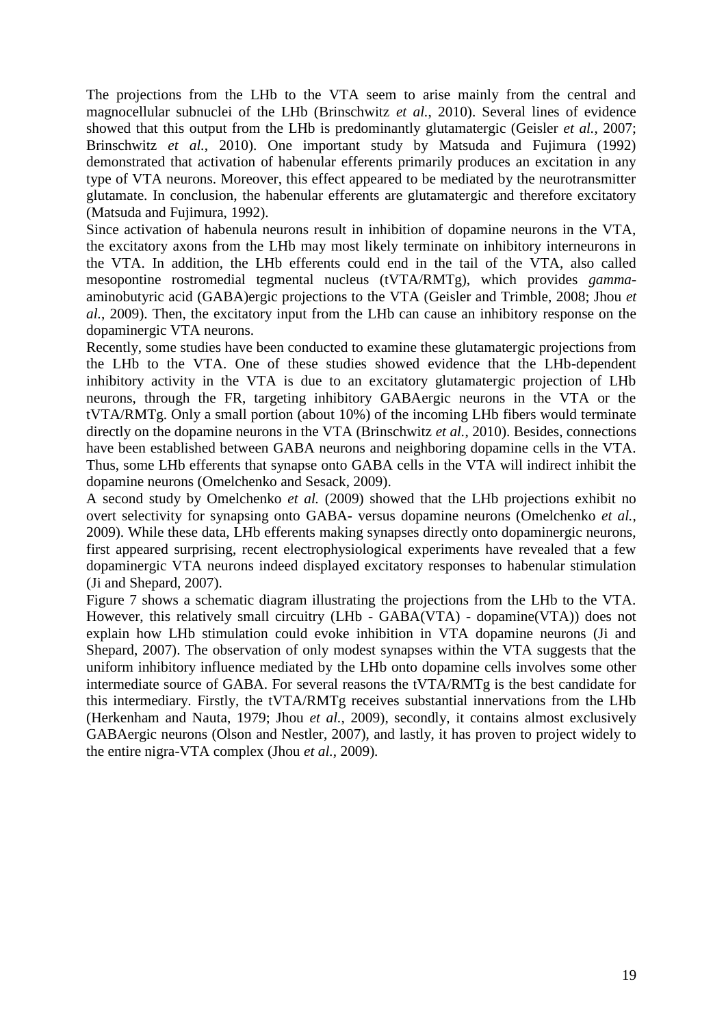The projections from the LHb to the VTA seem to arise mainly from the central and magnocellular subnuclei of the LHb (Brinschwitz *et al.*, 2010). Several lines of evidence showed that this output from the LHb is predominantly glutamatergic (Geisler *et al.*, 2007; Brinschwitz *et al.*, 2010). One important study by Matsuda and Fujimura (1992) demonstrated that activation of habenular efferents primarily produces an excitation in any type of VTA neurons. Moreover, this effect appeared to be mediated by the neurotransmitter glutamate. In conclusion, the habenular efferents are glutamatergic and therefore excitatory (Matsuda and Fujimura, 1992).

Since activation of habenula neurons result in inhibition of dopamine neurons in the VTA, the excitatory axons from the LHb may most likely terminate on inhibitory interneurons in the VTA. In addition, the LHb efferents could end in the tail of the VTA, also called mesopontine rostromedial tegmental nucleus (tVTA/RMTg), which provides *gamma*-aminobutyric acid (GABA)ergic projections to the VTA (Geisler and Trimble, 2008; Jhou *et al.*, 2009). Then, the excitatory input from the LHb can cause an inhibitory response on the dopaminergic VTA neurons.

Recently, some studies have been conducted to examine these glutamatergic projections from the LHb to the VTA. One of these studies showed evidence that the LHb-dependent inhibitory activity in the VTA is due to an excitatory glutamatergic projection of LHb neurons, through the FR, targeting inhibitory GABAergic neurons in the VTA or the tVTA/RMTg. Only a small portion (about 10%) of the incoming LHb fibers would terminate directly on the dopamine neurons in the VTA (Brinschwitz *et al.*, 2010). Besides, connections have been established between GABA neurons and neighboring dopamine cells in the VTA. Thus, some LHb efferents that synapse onto GABA cells in the VTA will indirect inhibit the dopamine neurons (Omelchenko and Sesack, 2009).

A second study by Omelchenko *et al.* (2009) showed that the LHb projections exhibit no overt selectivity for synapsing onto GABA- versus dopamine neurons (Omelchenko *et al.*, 2009). While these data, LHb efferents making synapses directly onto dopaminergic neurons, first appeared surprising, recent electrophysiological experiments have revealed that a few dopaminergic VTA neurons indeed displayed excitatory responses to habenular stimulation (Ji and Shepard, 2007).

Figure 7 shows a schematic diagram illustrating the projections from the LHb to the VTA. However, this relatively small circuitry (LHb - GABA(VTA) - dopamine(VTA)) does not explain how LHb stimulation could evoke inhibition in VTA dopamine neurons (Ji and Shepard, 2007). The observation of only modest synapses within the VTA suggests that the uniform inhibitory influence mediated by the LHb onto dopamine cells involves some other intermediate source of GABA. For several reasons the tVTA/RMTg is the best candidate for this intermediary. Firstly, the tVTA/RMTg receives substantial innervations from the LHb (Herkenham and Nauta, 1979; Jhou *et al.*, 2009), secondly, it contains almost exclusively GABAergic neurons (Olson and Nestler, 2007), and lastly, it has proven to project widely to the entire nigra-VTA complex (Jhou *et al.*, 2009).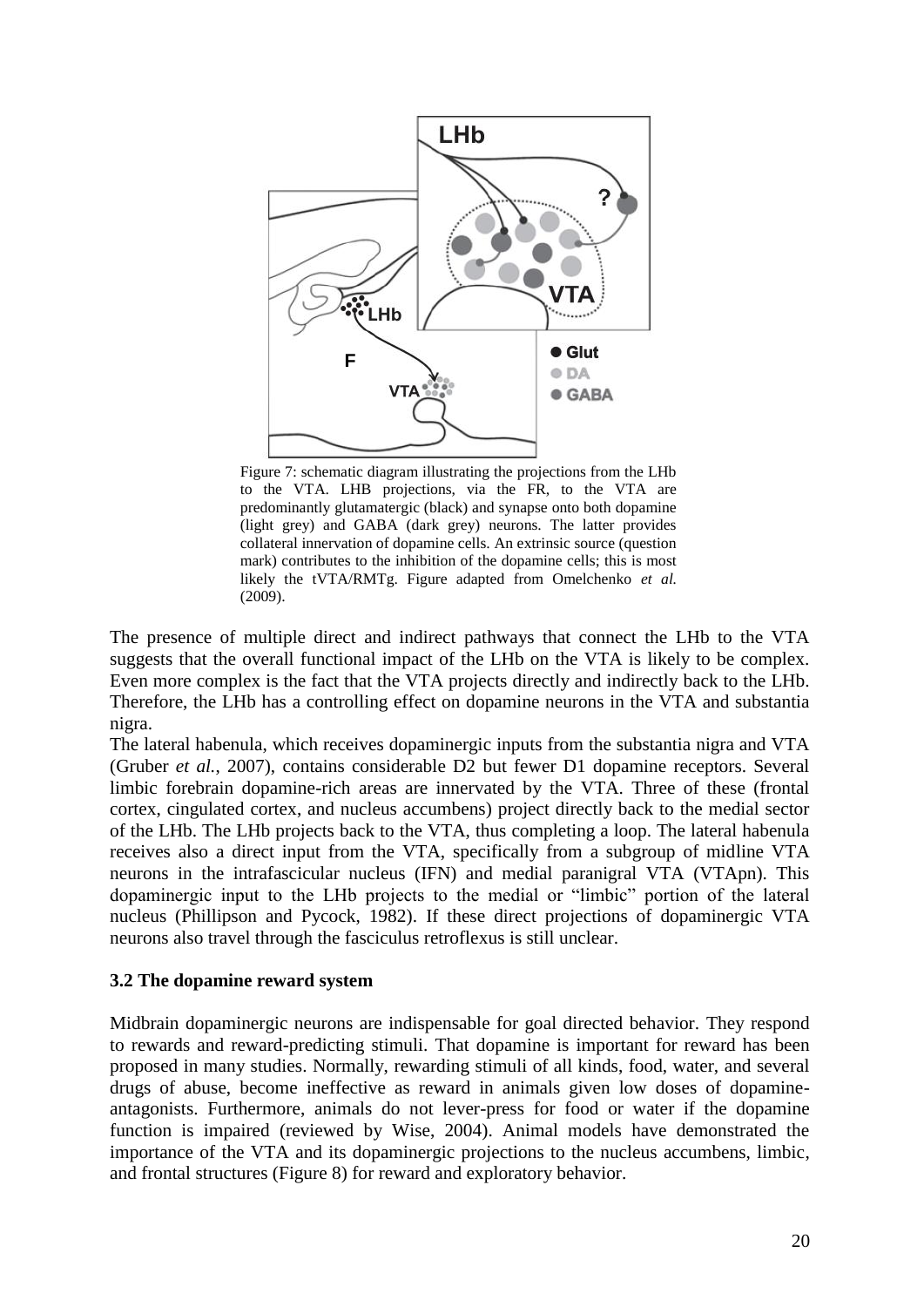Figure 7: schematic diagram illustrating the projections from the LHb to the VTA. LHB projections, via the FR, to the VTA are predominantly glutamatergic (black) and synapse onto both dopamine (light grey) and GABA (dark grey) neurons. The latter provides collateral innervation of dopamine cells. An extrinsic source (question mark) contributes to the inhibition of the dopamine cells; this is most likely the tVTA/RMTg. Figure adapted from Omelchenko *et al.* (2009).

The presence of multiple direct and indirect pathways that connect the LHb to the VTA suggests that the overall functional impact of the LHb on the VTA is likely to be complex. Even more complex is the fact that the VTA projects directly and indirectly back to the LHb. Therefore, the LHb has a controlling effect on dopamine neurons in the VTA and substantia nigra.

The lateral habenula, which receives dopaminergic inputs from the substantia nigra and VTA (Gruber *et al.*, 2007), contains considerable D2 but fewer D1 dopamine receptors. Several limbic forebrain dopamine-rich areas are innervated by the VTA. Three of these (frontal cortex, cingulated cortex, and nucleus accumbens) project directly back to the medial sector of the LHb. The LHb projects back to the VTA, thus completing a loop. The lateral habenula receives also a direct input from the VTA, specifically from a subgroup of midline VTA neurons in the intrafascicular nucleus (IFN) and medial paranigral VTA (VTApn). This dopaminergic input to the LHb projects to the medial or "limbic" portion of the lateral nucleus (Phillipson and Pycock, 1982). If these direct projections of dopaminergic VTA neurons also travel through the fasciculus retroflexus is still unclear.

### 3.2 The dopamine reward system

Midbrain dopaminergic neurons are indispensable for goal directed behavior. They respond to rewards and reward-predicting stimuli. That dopamine is important for reward has been proposed in many studies. Normally, rewarding stimuli of all kinds, food, water, and several drugs of abuse, become ineffective as reward in animals given low doses of dopamine-antagonists. Furthermore, animals do not lever-press for food or water if the dopamine function is impaired (reviewed by Wise, 2004). Animal models have demonstrated the importance of the VTA and its dopaminergic projections to the nucleus accumbens, limbic, and frontal structures (Figure 8) for reward and exploratory behavior.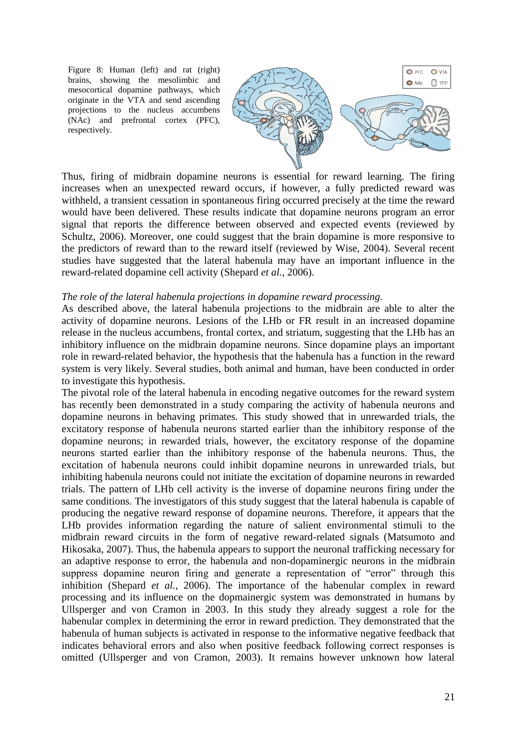Figure 8: Human (left) and rat (right) brains, showing the mesolimbic and mesocortical dopamine pathways, which originate in the VTA and send ascending projections to the nucleus accumbens (NAc) and prefrontal cortex (PFC), respectively.

PFC
VTA
NAc
TPP

Thus, firing of midbrain dopamine neurons is essential for reward learning. The firing increases when an unexpected reward occurs, if however, a fully predicted reward was withheld, a transient cessation in spontaneous firing occurred precisely at the time the reward would have been delivered. These results indicate that dopamine neurons program an error signal that reports the difference between observed and expected events (reviewed by Schultz, 2006). Moreover, one could suggest that the brain dopamine is more responsive to the predictors of reward than to the reward itself (reviewed by Wise, 2004). Several recent studies have suggested that the lateral habenula may have an important influence in the reward-related dopamine cell activity (Shepard *et al.*, 2006).

*The role of the lateral habenula projections in dopamine reward processing.*

As described above, the lateral habenula projections to the midbrain are able to alter the activity of dopamine neurons. Lesions of the LHb or FR result in an increased dopamine release in the nucleus accumbens, frontal cortex, and striatum, suggesting that the LHb has an inhibitory influence on the midbrain dopamine neurons. Since dopamine plays an important role in reward-related behavior, the hypothesis that the habenula has a function in the reward system is very likely. Several studies, both animal and human, have been conducted in order to investigate this hypothesis.

The pivotal role of the lateral habenula in encoding negative outcomes for the reward system has recently been demonstrated in a study comparing the activity of habenula neurons and dopamine neurons in behaving primates. This study showed that in unrewarded trials, the excitatory response of habenula neurons started earlier than the inhibitory response of the dopamine neurons; in rewarded trials, however, the excitatory response of the dopamine neurons started earlier than the inhibitory response of the habenula neurons. Thus, the excitation of habenula neurons could inhibit dopamine neurons in unrewarded trials, but inhibiting habenula neurons could not initiate the excitation of dopamine neurons in rewarded trials. The pattern of LHb cell activity is the inverse of dopamine neurons firing under the same conditions. The investigators of this study suggest that the lateral habenula is capable of producing the negative reward response of dopamine neurons. Therefore, it appears that the LHb provides information regarding the nature of salient environmental stimuli to the midbrain reward circuits in the form of negative reward-related signals (Matsumoto and Hikosaka, 2007). Thus, the habenula appears to support the neuronal trafficking necessary for an adaptive response to error, the habenula and non-dopaminergic neurons in the midbrain suppress dopamine neuron firing and generate a representation of "error" through this inhibition (Shepard *et al.*, 2006). The importance of the habenular complex in reward processing and its influence on the dopmainergic system was demonstrated in humans by Ullsperger and von Cramon in 2003. In this study they already suggest a role for the habenular complex in determining the error in reward prediction. They demonstrated that the habenula of human subjects is activated in response to the informative negative feedback that indicates behavioral errors and also when positive feedback following correct responses is omitted (Ullsperger and von Cramon, 2003). It remains however unknown how lateral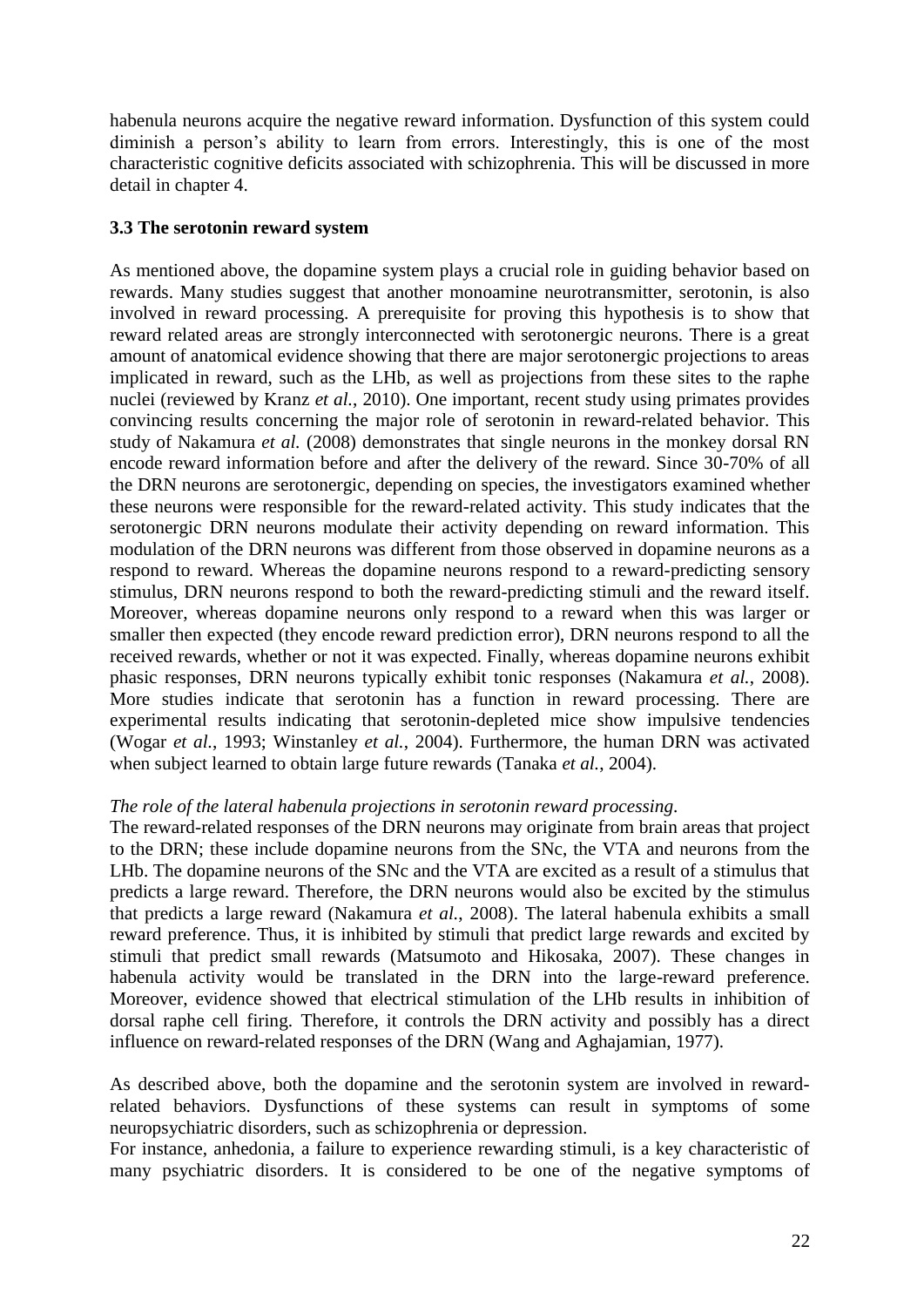habenula neurons acquire the negative reward information. Dysfunction of this system could diminish a person's ability to learn from errors. Interestingly, this is one of the most characteristic cognitive deficits associated with schizophrenia. This will be discussed in more detail in chapter 4.

### 3.3 The serotonin reward system

As mentioned above, the dopamine system plays a crucial role in guiding behavior based on rewards. Many studies suggest that another monoamine neurotransmitter, serotonin, is also involved in reward processing. A prerequisite for proving this hypothesis is to show that reward related areas are strongly interconnected with serotonergic neurons. There is a great amount of anatomical evidence showing that there are major serotonergic projections to areas implicated in reward, such as the LHb, as well as projections from these sites to the raphe nuclei (reviewed by Kranz *et al.*, 2010). One important, recent study using primates provides convincing results concerning the major role of serotonin in reward-related behavior. This study of Nakamura *et al.* (2008) demonstrates that single neurons in the monkey dorsal RN encode reward information before and after the delivery of the reward. Since 30-70% of all the DRN neurons are serotonergic, depending on species, the investigators examined whether these neurons were responsible for the reward-related activity. This study indicates that the serotonergic DRN neurons modulate their activity depending on reward information. This modulation of the DRN neurons was different from those observed in dopamine neurons as a respond to reward. Whereas the dopamine neurons respond to a reward-predicting sensory stimulus, DRN neurons respond to both the reward-predicting stimuli and the reward itself. Moreover, whereas dopamine neurons only respond to a reward when this was larger or smaller then expected (they encode reward prediction error), DRN neurons respond to all the received rewards, whether or not it was expected. Finally, whereas dopamine neurons exhibit phasic responses, DRN neurons typically exhibit tonic responses (Nakamura *et al.*, 2008). More studies indicate that serotonin has a function in reward processing. There are experimental results indicating that serotonin-depleted mice show impulsive tendencies (Wogar *et al.*, 1993; Winstanley *et al.*, 2004). Furthermore, the human DRN was activated when subject learned to obtain large future rewards (Tanaka *et al.*, 2004).

*The role of the lateral habenula projections in serotonin reward processing.*
The reward-related responses of the DRN neurons may originate from brain areas that project to the DRN; these include dopamine neurons from the SNc, the VTA and neurons from the LHb. The dopamine neurons of the SNc and the VTA are excited as a result of a stimulus that predicts a large reward. Therefore, the DRN neurons would also be excited by the stimulus that predicts a large reward (Nakamura *et al.*, 2008). The lateral habenula exhibits a small reward preference. Thus, it is inhibited by stimuli that predict large rewards and excited by stimuli that predict small rewards (Matsumoto and Hikosaka, 2007). These changes in habenula activity would be translated in the DRN into the large-reward preference. Moreover, evidence showed that electrical stimulation of the LHb results in inhibition of dorsal raphe cell firing. Therefore, it controls the DRN activity and possibly has a direct influence on reward-related responses of the DRN (Wang and Aghajamian, 1977).

As described above, both the dopamine and the serotonin system are involved in reward-related behaviors. Dysfunctions of these systems can result in symptoms of some neuropsychiatric disorders, such as schizophrenia or depression.
For instance, anhedonia, a failure to experience rewarding stimuli, is a key characteristic of many psychiatric disorders. It is considered to be one of the negative symptoms of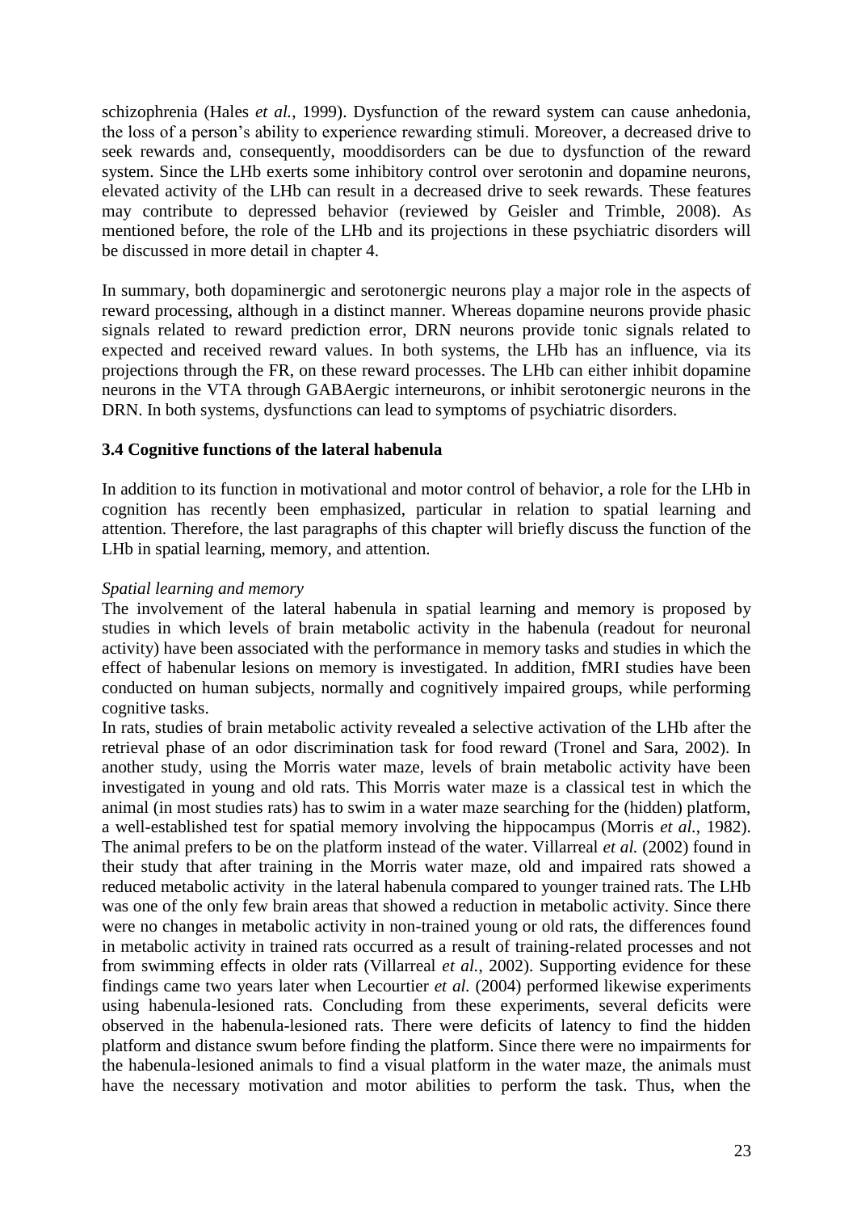schizophrenia (Hales *et al.*, 1999). Dysfunction of the reward system can cause anhedonia, the loss of a person's ability to experience rewarding stimuli. Moreover, a decreased drive to seek rewards and, consequently, mooddisorders can be due to dysfunction of the reward system. Since the LHb exerts some inhibitory control over serotonin and dopamine neurons, elevated activity of the LHb can result in a decreased drive to seek rewards. These features may contribute to depressed behavior (reviewed by Geisler and Trimble, 2008). As mentioned before, the role of the LHb and its projections in these psychiatric disorders will be discussed in more detail in chapter 4.

In summary, both dopaminergic and serotonergic neurons play a major role in the aspects of reward processing, although in a distinct manner. Whereas dopamine neurons provide phasic signals related to reward prediction error, DRN neurons provide tonic signals related to expected and received reward values. In both systems, the LHb has an influence, via its projections through the FR, on these reward processes. The LHb can either inhibit dopamine neurons in the VTA through GABAergic interneurons, or inhibit serotonergic neurons in the DRN. In both systems, dysfunctions can lead to symptoms of psychiatric disorders.

### 3.4 Cognitive functions of the lateral habenula

In addition to its function in motivational and motor control of behavior, a role for the LHb in cognition has recently been emphasized, particular in relation to spatial learning and attention. Therefore, the last paragraphs of this chapter will briefly discuss the function of the LHb in spatial learning, memory, and attention.

*Spatial learning and memory*

The involvement of the lateral habenula in spatial learning and memory is proposed by studies in which levels of brain metabolic activity in the habenula (readout for neuronal activity) have been associated with the performance in memory tasks and studies in which the effect of habenular lesions on memory is investigated. In addition, fMRI studies have been conducted on human subjects, normally and cognitively impaired groups, while performing cognitive tasks.

In rats, studies of brain metabolic activity revealed a selective activation of the LHb after the retrieval phase of an odor discrimination task for food reward (Tronel and Sara, 2002). In another study, using the Morris water maze, levels of brain metabolic activity have been investigated in young and old rats. This Morris water maze is a classical test in which the animal (in most studies rats) has to swim in a water maze searching for the (hidden) platform, a well-established test for spatial memory involving the hippocampus (Morris *et al.*, 1982). The animal prefers to be on the platform instead of the water. Villarreal *et al.* (2002) found in their study that after training in the Morris water maze, old and impaired rats showed a reduced metabolic activity in the lateral habenula compared to younger trained rats. The LHb was one of the only few brain areas that showed a reduction in metabolic activity. Since there were no changes in metabolic activity in non-trained young or old rats, the differences found in metabolic activity in trained rats occurred as a result of training-related processes and not from swimming effects in older rats (Villarreal *et al.*, 2002). Supporting evidence for these findings came two years later when Lecourtier *et al.* (2004) performed likewise experiments using habenula-lesioned rats. Concluding from these experiments, several deficits were observed in the habenula-lesioned rats. There were deficits of latency to find the hidden platform and distance swum before finding the platform. Since there were no impairments for the habenula-lesioned animals to find a visual platform in the water maze, the animals must have the necessary motivation and motor abilities to perform the task. Thus, when the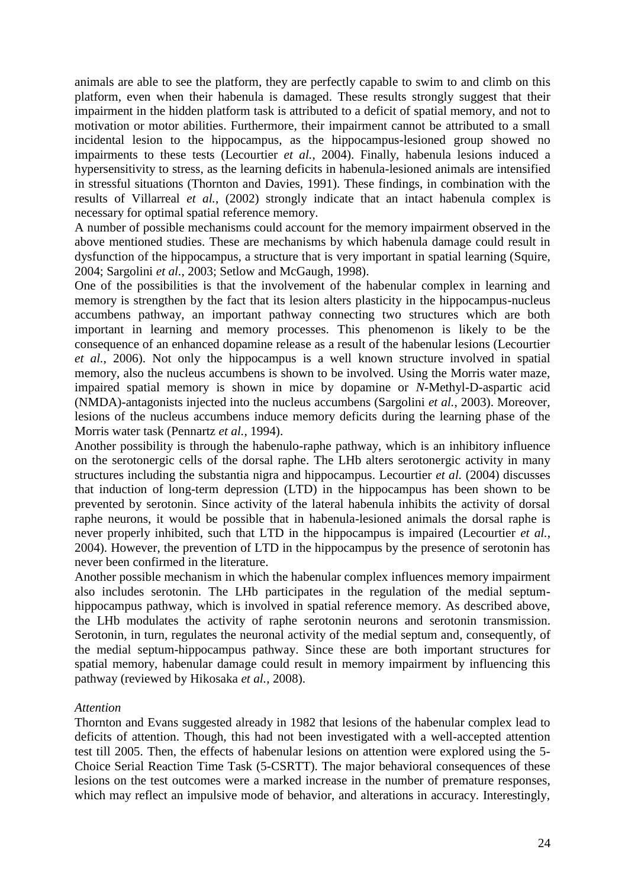animals are able to see the platform, they are perfectly capable to swim to and climb on this platform, even when their habenula is damaged. These results strongly suggest that their impairment in the hidden platform task is attributed to a deficit of spatial memory, and not to motivation or motor abilities. Furthermore, their impairment cannot be attributed to a small incidental lesion to the hippocampus, as the hippocampus-lesioned group showed no impairments to these tests (Lecourtier *et al.*, 2004). Finally, habenula lesions induced a hypersensitivity to stress, as the learning deficits in habenula-lesioned animals are intensified in stressful situations (Thornton and Davies, 1991). These findings, in combination with the results of Villarreal *et al.*, (2002) strongly indicate that an intact habenula complex is necessary for optimal spatial reference memory.

A number of possible mechanisms could account for the memory impairment observed in the above mentioned studies. These are mechanisms by which habenula damage could result in dysfunction of the hippocampus, a structure that is very important in spatial learning (Squire, 2004; Sargolini *et al.*, 2003; Setlow and McGaugh, 1998).

One of the possibilities is that the involvement of the habenular complex in learning and memory is strengthen by the fact that its lesion alters plasticity in the hippocampus-nucleus accumbens pathway, an important pathway connecting two structures which are both important in learning and memory processes. This phenomenon is likely to be the consequence of an enhanced dopamine release as a result of the habenular lesions (Lecourtier *et al.*, 2006). Not only the hippocampus is a well known structure involved in spatial memory, also the nucleus accumbens is shown to be involved. Using the Morris water maze, impaired spatial memory is shown in mice by dopamine or *N*-Methyl-D-aspartic acid (NMDA)-antagonists injected into the nucleus accumbens (Sargolini *et al.*, 2003). Moreover, lesions of the nucleus accumbens induce memory deficits during the learning phase of the Morris water task (Pennartz *et al.*, 1994).

Another possibility is through the habenulo-raphe pathway, which is an inhibitory influence on the serotonergic cells of the dorsal raphe. The LHb alters serotonergic activity in many structures including the substantia nigra and hippocampus. Lecourtier *et al.* (2004) discusses that induction of long-term depression (LTD) in the hippocampus has been shown to be prevented by serotonin. Since activity of the lateral habenula inhibits the activity of dorsal raphe neurons, it would be possible that in habenula-lesioned animals the dorsal raphe is never properly inhibited, such that LTD in the hippocampus is impaired (Lecourtier *et al.*, 2004). However, the prevention of LTD in the hippocampus by the presence of serotonin has never been confirmed in the literature.

Another possible mechanism in which the habenular complex influences memory impairment also includes serotonin. The LHb participates in the regulation of the medial septum-hippocampus pathway, which is involved in spatial reference memory. As described above, the LHb modulates the activity of raphe serotonin neurons and serotonin transmission. Serotonin, in turn, regulates the neuronal activity of the medial septum and, consequently, of the medial septum-hippocampus pathway. Since these are both important structures for spatial memory, habenular damage could result in memory impairment by influencing this pathway (reviewed by Hikosaka *et al.*, 2008).

*Attention*

Thornton and Evans suggested already in 1982 that lesions of the habenular complex lead to deficits of attention. Though, this had not been investigated with a well-accepted attention test till 2005. Then, the effects of habenular lesions on attention were explored using the 5-Choice Serial Reaction Time Task (5-CSRTT). The major behavioral consequences of these lesions on the test outcomes were a marked increase in the number of premature responses, which may reflect an impulsive mode of behavior, and alterations in accuracy. Interestingly,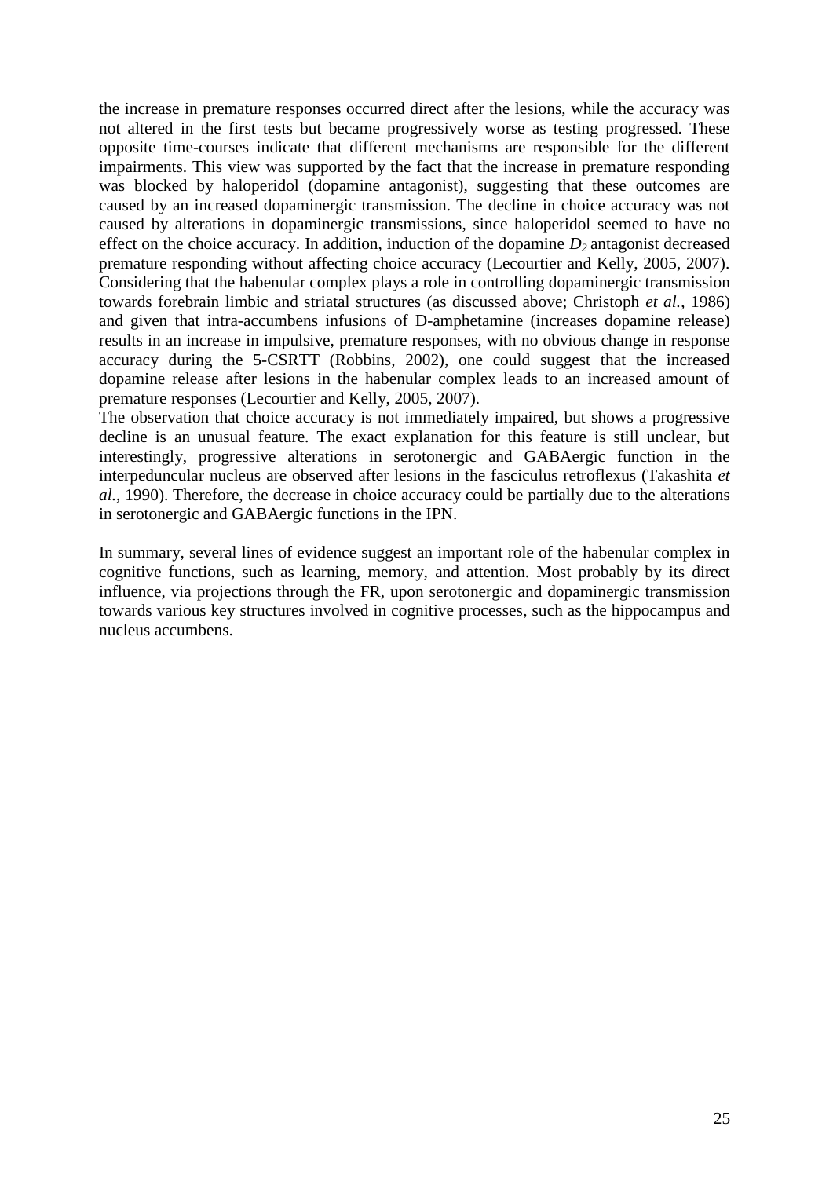the increase in premature responses occurred direct after the lesions, while the accuracy was not altered in the first tests but became progressively worse as testing progressed. These opposite time-courses indicate that different mechanisms are responsible for the different impairments. This view was supported by the fact that the increase in premature responding was blocked by haloperidol (dopamine antagonist), suggesting that these outcomes are caused by an increased dopaminergic transmission. The decline in choice accuracy was not caused by alterations in dopaminergic transmissions, since haloperidol seemed to have no effect on the choice accuracy. In addition, induction of the dopamine $D_2$ antagonist decreased premature responding without affecting choice accuracy (Lecourtier and Kelly, 2005, 2007). Considering that the habenular complex plays a role in controlling dopaminergic transmission towards forebrain limbic and striatal structures (as discussed above; Christoph *et al.*, 1986) and given that intra-accumbens infusions of D-amphetamine (increases dopamine release) results in an increase in impulsive, premature responses, with no obvious change in response accuracy during the 5-CSRTT (Robbins, 2002), one could suggest that the increased dopamine release after lesions in the habenular complex leads to an increased amount of premature responses (Lecourtier and Kelly, 2005, 2007).

The observation that choice accuracy is not immediately impaired, but shows a progressive decline is an unusual feature. The exact explanation for this feature is still unclear, but interestingly, progressive alterations in serotonergic and GABAergic function in the interpeduncular nucleus are observed after lesions in the fasciculus retroflexus (Takashita *et al.*, 1990). Therefore, the decrease in choice accuracy could be partially due to the alterations in serotonergic and GABAergic functions in the IPN.

In summary, several lines of evidence suggest an important role of the habenular complex in cognitive functions, such as learning, memory, and attention. Most probably by its direct influence, via projections through the FR, upon serotonergic and dopaminergic transmission towards various key structures involved in cognitive processes, such as the hippocampus and nucleus accumbens.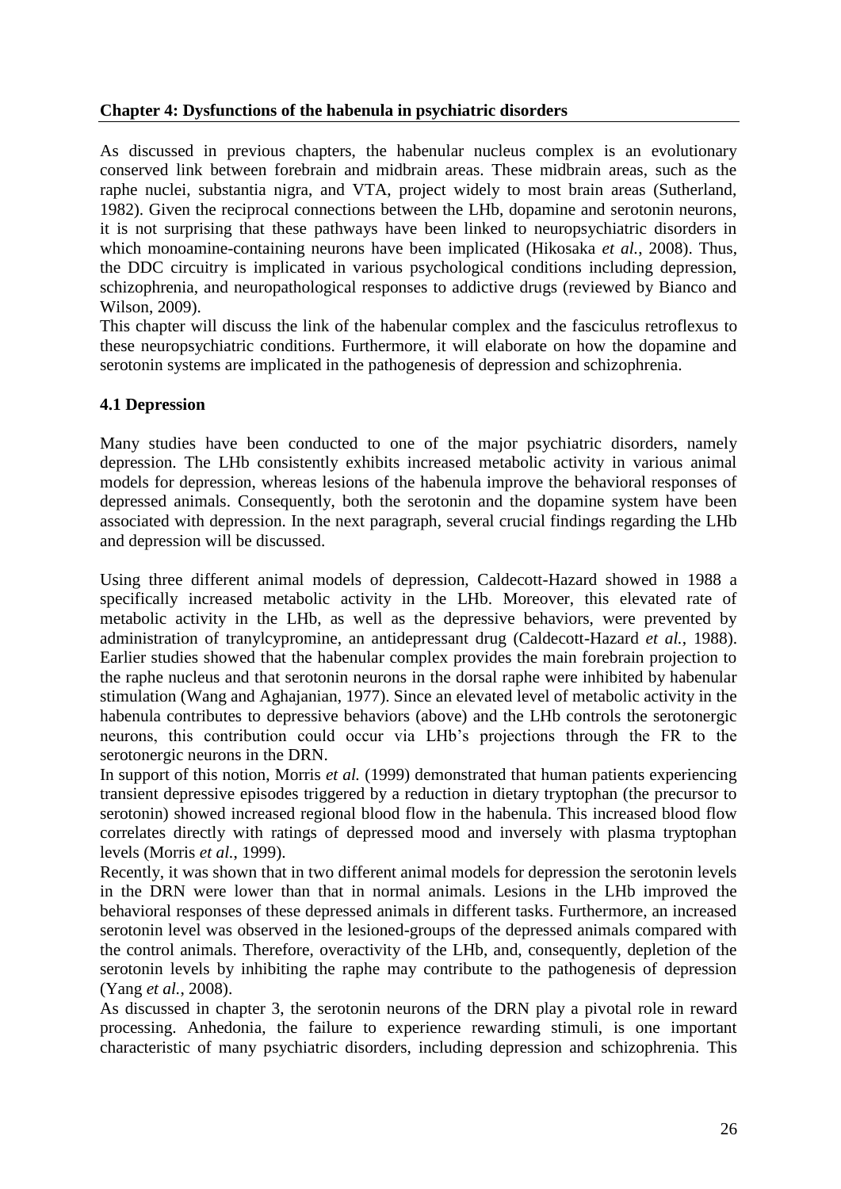## Chapter 4: Dysfunctions of the habenula in psychiatric disorders

As discussed in previous chapters, the habenular nucleus complex is an evolutionary conserved link between forebrain and midbrain areas. These midbrain areas, such as the raphe nuclei, substantia nigra, and VTA, project widely to most brain areas (Sutherland, 1982). Given the reciprocal connections between the LHb, dopamine and serotonin neurons, it is not surprising that these pathways have been linked to neuropsychiatric disorders in which monoamine-containing neurons have been implicated (Hikosaka *et al.*, 2008). Thus, the DDC circuitry is implicated in various psychological conditions including depression, schizophrenia, and neuropathological responses to addictive drugs (reviewed by Bianco and Wilson, 2009).

This chapter will discuss the link of the habenular complex and the fasciculus retroflexus to these neuropsychiatric conditions. Furthermore, it will elaborate on how the dopamine and serotonin systems are implicated in the pathogenesis of depression and schizophrenia.

### 4.1 Depression

Many studies have been conducted to one of the major psychiatric disorders, namely depression. The LHb consistently exhibits increased metabolic activity in various animal models for depression, whereas lesions of the habenula improve the behavioral responses of depressed animals. Consequently, both the serotonin and the dopamine system have been associated with depression. In the next paragraph, several crucial findings regarding the LHb and depression will be discussed.

Using three different animal models of depression, Caldecott-Hazard showed in 1988 a specifically increased metabolic activity in the LHb. Moreover, this elevated rate of metabolic activity in the LHb, as well as the depressive behaviors, were prevented by administration of tranylcypromine, an antidepressant drug (Caldecott-Hazard *et al.*, 1988). Earlier studies showed that the habenular complex provides the main forebrain projection to the raphe nucleus and that serotonin neurons in the dorsal raphe were inhibited by habenular stimulation (Wang and Aghajanian, 1977). Since an elevated level of metabolic activity in the habenula contributes to depressive behaviors (above) and the LHb controls the serotonergic neurons, this contribution could occur via LHb's projections through the FR to the serotonergic neurons in the DRN.

In support of this notion, Morris *et al.* (1999) demonstrated that human patients experiencing transient depressive episodes triggered by a reduction in dietary tryptophan (the precursor to serotonin) showed increased regional blood flow in the habenula. This increased blood flow correlates directly with ratings of depressed mood and inversely with plasma tryptophan levels (Morris *et al.*, 1999).

Recently, it was shown that in two different animal models for depression the serotonin levels in the DRN were lower than that in normal animals. Lesions in the LHb improved the behavioral responses of these depressed animals in different tasks. Furthermore, an increased serotonin level was observed in the lesioned-groups of the depressed animals compared with the control animals. Therefore, overactivity of the LHb, and, consequently, depletion of the serotonin levels by inhibiting the raphe may contribute to the pathogenesis of depression (Yang *et al.*, 2008).

As discussed in chapter 3, the serotonin neurons of the DRN play a pivotal role in reward processing. Anhedonia, the failure to experience rewarding stimuli, is one important characteristic of many psychiatric disorders, including depression and schizophrenia. This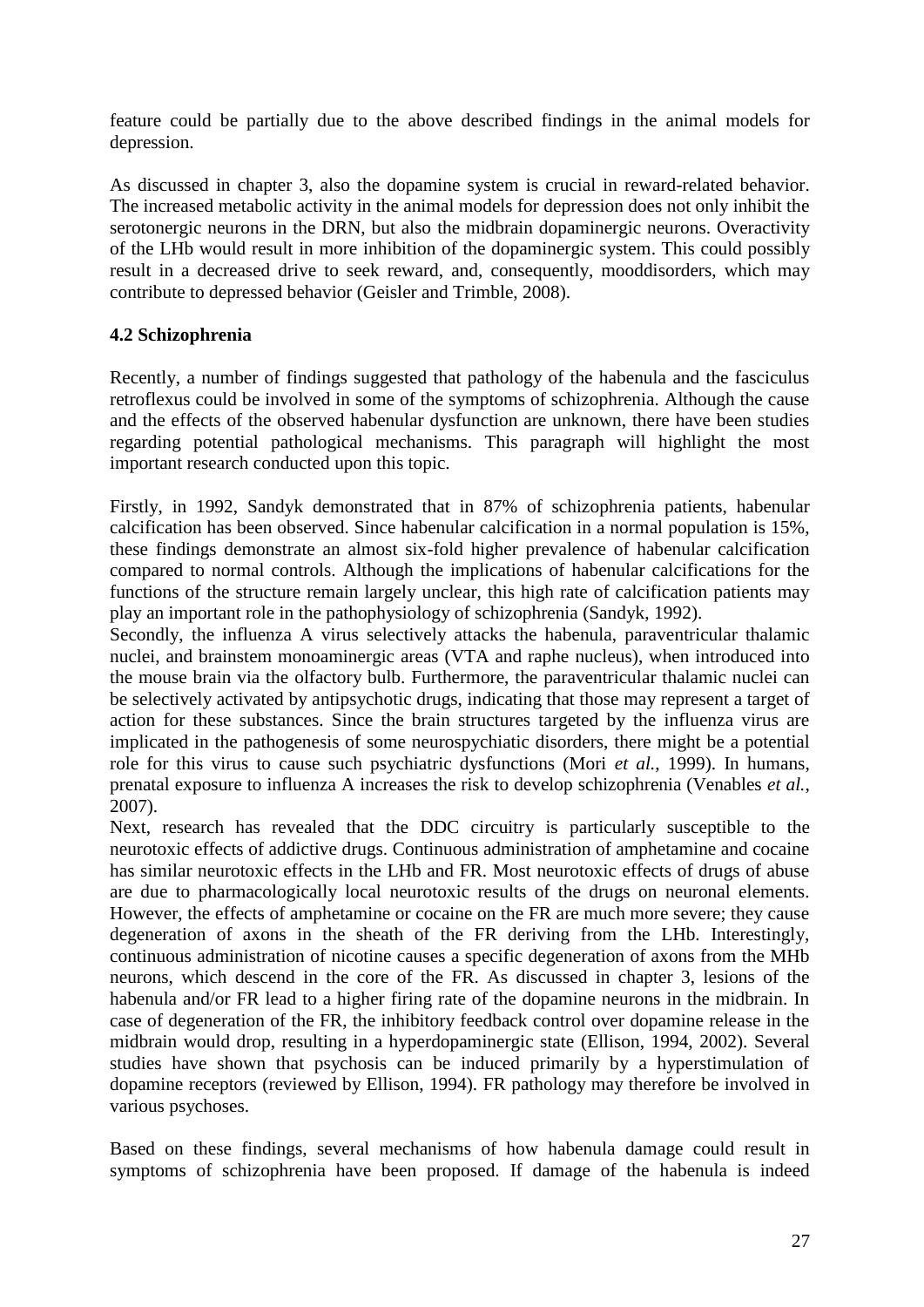feature could be partially due to the above described findings in the animal models for depression.

As discussed in chapter 3, also the dopamine system is crucial in reward-related behavior. The increased metabolic activity in the animal models for depression does not only inhibit the serotonergic neurons in the DRN, but also the midbrain dopaminergic neurons. Overactivity of the LHb would result in more inhibition of the dopaminergic system. This could possibly result in a decreased drive to seek reward, and, consequently, mooddisorders, which may contribute to depressed behavior (Geisler and Trimble, 2008).

**4.2 Schizophrenia**

Recently, a number of findings suggested that pathology of the habenula and the fasciculus retroflexus could be involved in some of the symptoms of schizophrenia. Although the cause and the effects of the observed habenular dysfunction are unknown, there have been studies regarding potential pathological mechanisms. This paragraph will highlight the most important research conducted upon this topic.

Firstly, in 1992, Sandyk demonstrated that in 87% of schizophrenia patients, habenular calcification has been observed. Since habenular calcification in a normal population is 15%, these findings demonstrate an almost six-fold higher prevalence of habenular calcification compared to normal controls. Although the implications of habenular calcifications for the functions of the structure remain largely unclear, this high rate of calcification patients may play an important role in the pathophysiology of schizophrenia (Sandyk, 1992).

Secondly, the influenza A virus selectively attacks the habenula, paraventricular thalamic nuclei, and brainstem monoaminergic areas (VTA and raphe nucleus), when introduced into the mouse brain via the olfactory bulb. Furthermore, the paraventricular thalamic nuclei can be selectively activated by antipsychotic drugs, indicating that those may represent a target of action for these substances. Since the brain structures targeted by the influenza virus are implicated in the pathogenesis of some neurospychiatic disorders, there might be a potential role for this virus to cause such psychiatric dysfunctions (Mori *et al.*, 1999). In humans, prenatal exposure to influenza A increases the risk to develop schizophrenia (Venables *et al.*, 2007).

Next, research has revealed that the DDC circuitry is particularly susceptible to the neurotoxic effects of addictive drugs. Continuous administration of amphetamine and cocaine has similar neurotoxic effects in the LHb and FR. Most neurotoxic effects of drugs of abuse are due to pharmacologically local neurotoxic results of the drugs on neuronal elements. However, the effects of amphetamine or cocaine on the FR are much more severe; they cause degeneration of axons in the sheath of the FR deriving from the LHb. Interestingly, continuous administration of nicotine causes a specific degeneration of axons from the MHb neurons, which descend in the core of the FR. As discussed in chapter 3, lesions of the habenula and/or FR lead to a higher firing rate of the dopamine neurons in the midbrain. In case of degeneration of the FR, the inhibitory feedback control over dopamine release in the midbrain would drop, resulting in a hyperdopaminergic state (Ellison, 1994, 2002). Several studies have shown that psychosis can be induced primarily by a hyperstimulation of dopamine receptors (reviewed by Ellison, 1994). FR pathology may therefore be involved in various psychoses.

Based on these findings, several mechanisms of how habenula damage could result in symptoms of schizophrenia have been proposed. If damage of the habenula is indeed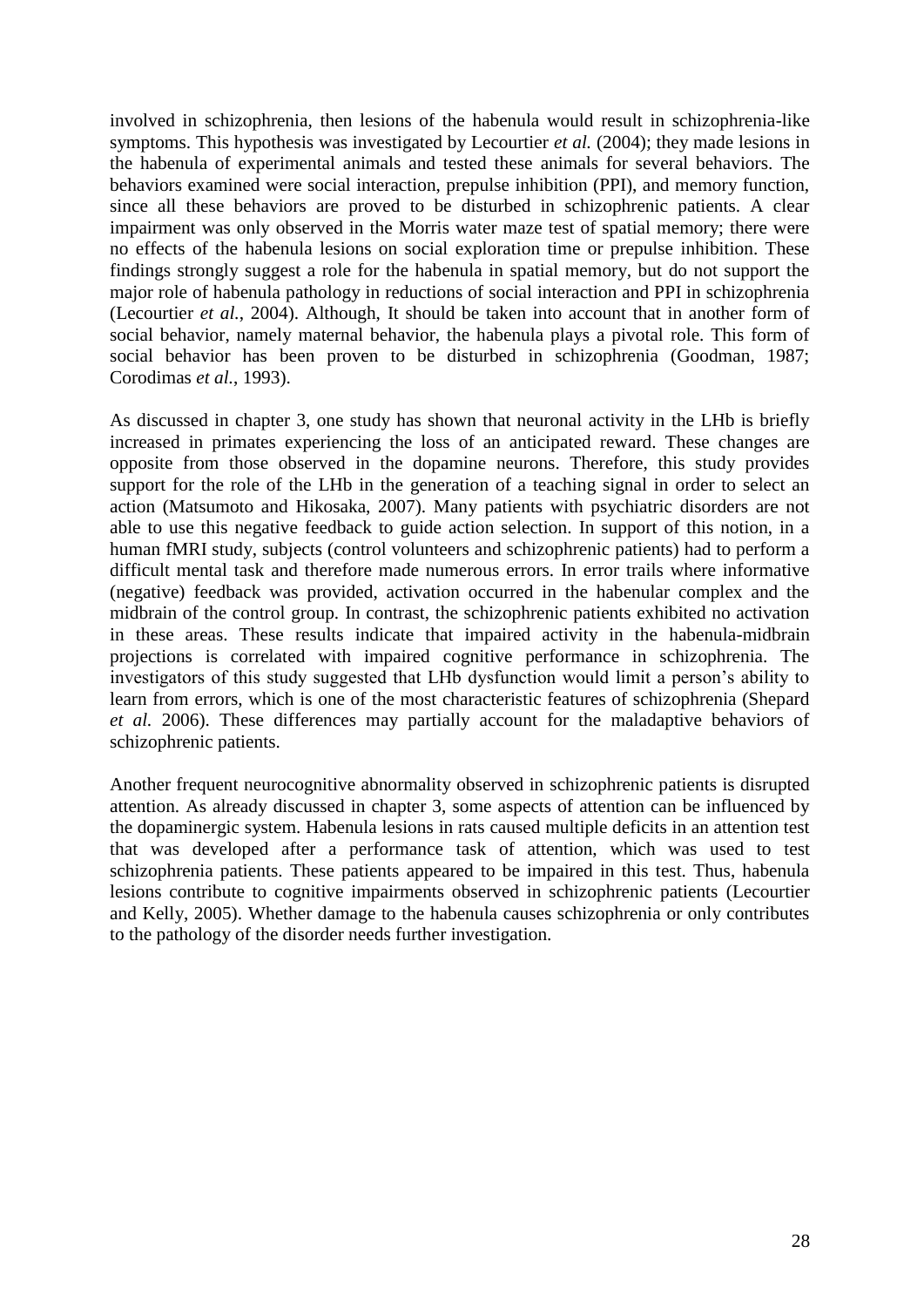involved in schizophrenia, then lesions of the habenula would result in schizophrenia-like symptoms. This hypothesis was investigated by Lecourtier *et al.* (2004); they made lesions in the habenula of experimental animals and tested these animals for several behaviors. The behaviors examined were social interaction, prepulse inhibition (PPI), and memory function, since all these behaviors are proved to be disturbed in schizophrenic patients. A clear impairment was only observed in the Morris water maze test of spatial memory; there were no effects of the habenula lesions on social exploration time or prepulse inhibition. These findings strongly suggest a role for the habenula in spatial memory, but do not support the major role of habenula pathology in reductions of social interaction and PPI in schizophrenia (Lecourtier *et al.*, 2004). Although, It should be taken into account that in another form of social behavior, namely maternal behavior, the habenula plays a pivotal role. This form of social behavior has been proven to be disturbed in schizophrenia (Goodman, 1987; Corodimas *et al.*, 1993).

As discussed in chapter 3, one study has shown that neuronal activity in the LHb is briefly increased in primates experiencing the loss of an anticipated reward. These changes are opposite from those observed in the dopamine neurons. Therefore, this study provides support for the role of the LHb in the generation of a teaching signal in order to select an action (Matsumoto and Hikosaka, 2007). Many patients with psychiatric disorders are not able to use this negative feedback to guide action selection. In support of this notion, in a human fMRI study, subjects (control volunteers and schizophrenic patients) had to perform a difficult mental task and therefore made numerous errors. In error trails where informative (negative) feedback was provided, activation occurred in the habenular complex and the midbrain of the control group. In contrast, the schizophrenic patients exhibited no activation in these areas. These results indicate that impaired activity in the habenula-midbrain projections is correlated with impaired cognitive performance in schizophrenia. The investigators of this study suggested that LHb dysfunction would limit a person's ability to learn from errors, which is one of the most characteristic features of schizophrenia (Shepard *et al.* 2006). These differences may partially account for the maladaptive behaviors of schizophrenic patients.

Another frequent neurocognitive abnormality observed in schizophrenic patients is disrupted attention. As already discussed in chapter 3, some aspects of attention can be influenced by the dopaminergic system. Habenula lesions in rats caused multiple deficits in an attention test that was developed after a performance task of attention, which was used to test schizophrenia patients. These patients appeared to be impaired in this test. Thus, habenula lesions contribute to cognitive impairments observed in schizophrenic patients (Lecourtier and Kelly, 2005). Whether damage to the habenula causes schizophrenia or only contributes to the pathology of the disorder needs further investigation.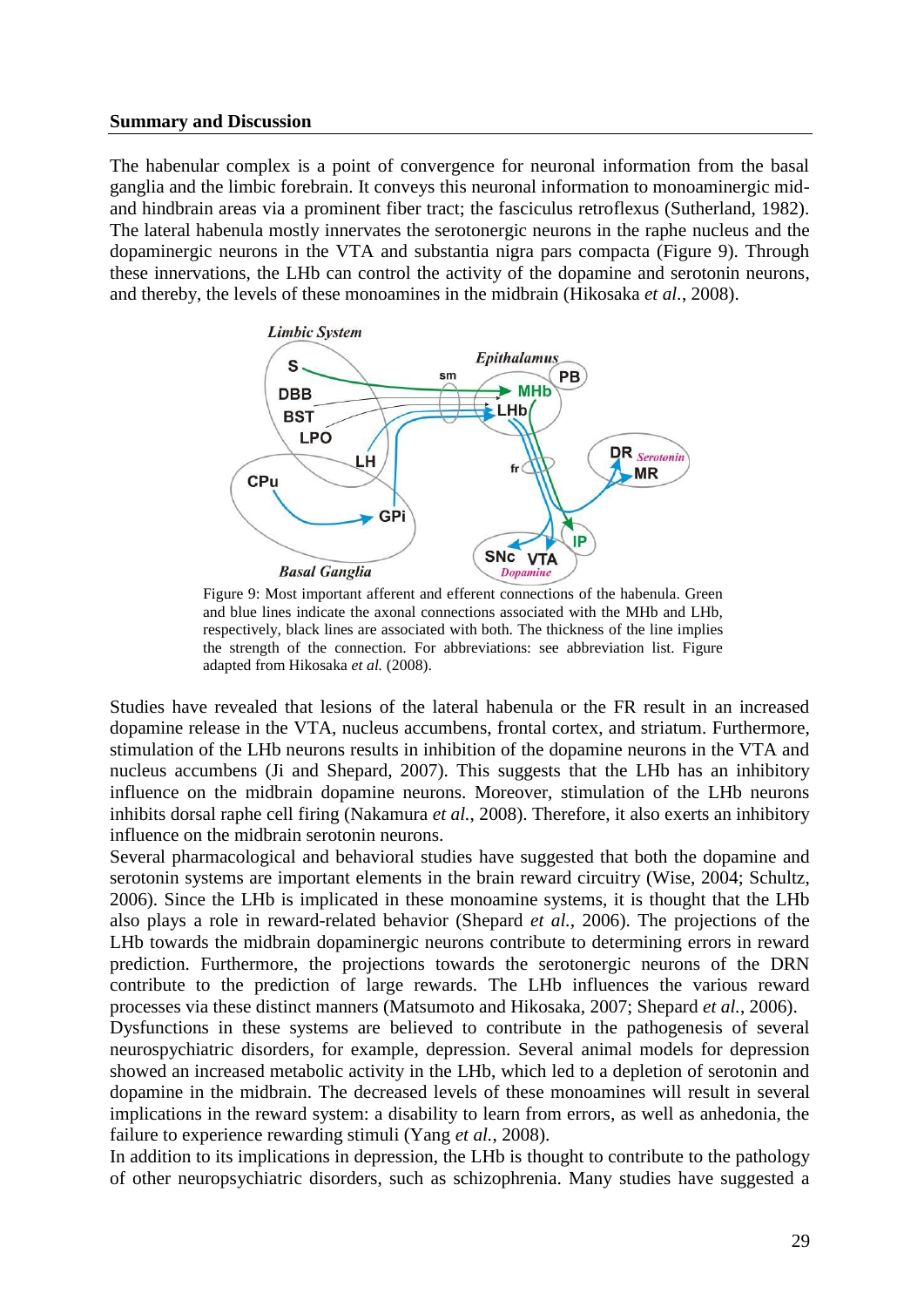**Summary and Discussion**

The habenular complex is a point of convergence for neuronal information from the basal ganglia and the limbic forebrain. It conveys this neuronal information to monoaminergic mid- and hindbrain areas via a prominent fiber tract; the fasciculus retroflexus (Sutherland, 1982). The lateral habenula mostly innervates the serotonergic neurons in the raphe nucleus and the dopaminergic neurons in the VTA and substantia nigra pars compacta (Figure 9). Through these innervations, the LHb can control the activity of the dopamine and serotonin neurons, and thereby, the levels of these monoamines in the midbrain (Hikosaka *et al.*, 2008).

*Limbic System*
S
DBB
BST
LPO
LH
CPu
GPi
*Basal Ganglia*
sm
*Epithalamus*
PB
MHb
LHb
fr
DR *Serotonin*
MR
IP
SNc VTA
*Dopamine*

Figure 9: Most important afferent and efferent connections of the habenula. Green and blue lines indicate the axonal connections associated with the MHb and LHb, respectively, black lines are associated with both. The thickness of the line implies the strength of the connection. For abbreviations: see abbreviation list. Figure adapted from Hikosaka *et al.* (2008).

Studies have revealed that lesions of the lateral habenula or the FR result in an increased dopamine release in the VTA, nucleus accumbens, frontal cortex, and striatum. Furthermore, stimulation of the LHb neurons results in inhibition of the dopamine neurons in the VTA and nucleus accumbens (Ji and Shepard, 2007). This suggests that the LHb has an inhibitory influence on the midbrain dopamine neurons. Moreover, stimulation of the LHb neurons inhibits dorsal raphe cell firing (Nakamura *et al.*, 2008). Therefore, it also exerts an inhibitory influence on the midbrain serotonin neurons.

Several pharmacological and behavioral studies have suggested that both the dopamine and serotonin systems are important elements in the brain reward circuitry (Wise, 2004; Schultz, 2006). Since the LHb is implicated in these monoamine systems, it is thought that the LHb also plays a role in reward-related behavior (Shepard *et al.*, 2006). The projections of the LHb towards the midbrain dopaminergic neurons contribute to determining errors in reward prediction. Furthermore, the projections towards the serotonergic neurons of the DRN contribute to the prediction of large rewards. The LHb influences the various reward processes via these distinct manners (Matsumoto and Hikosaka, 2007; Shepard *et al.*, 2006).

Dysfunctions in these systems are believed to contribute in the pathogenesis of several neurospychiatric disorders, for example, depression. Several animal models for depression showed an increased metabolic activity in the LHb, which led to a depletion of serotonin and dopamine in the midbrain. The decreased levels of these monoamines will result in several implications in the reward system: a disability to learn from errors, as well as anhedonia, the failure to experience rewarding stimuli (Yang *et al.*, 2008).

In addition to its implications in depression, the LHb is thought to contribute to the pathology of other neuropsychiatric disorders, such as schizophrenia. Many studies have suggested a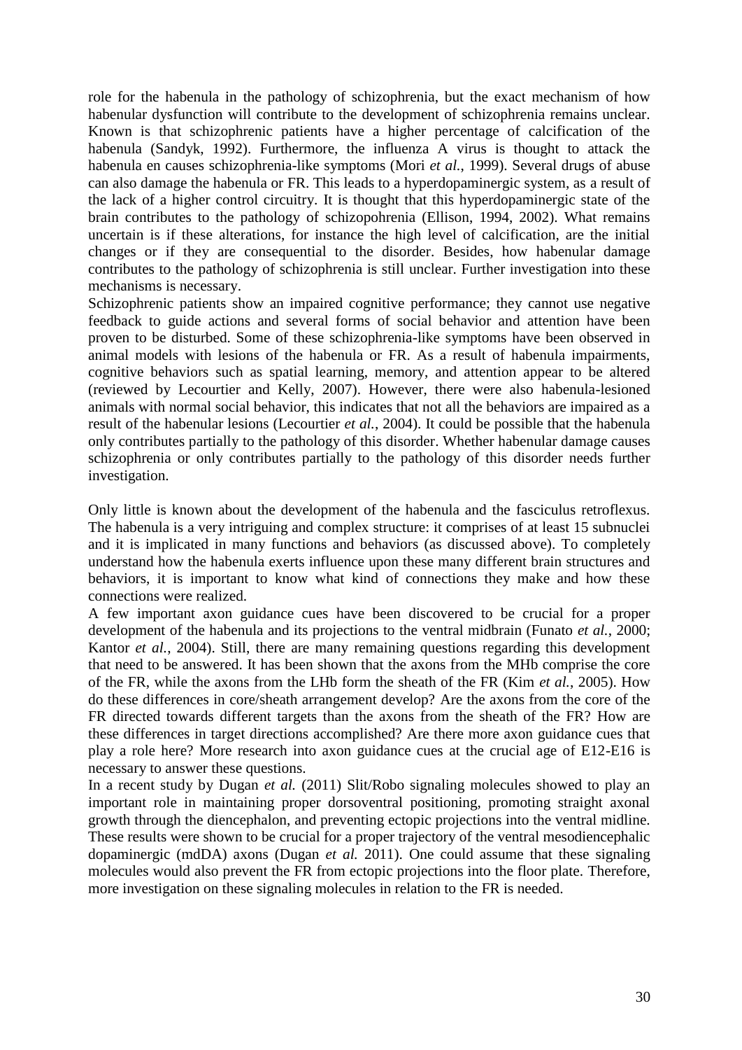role for the habenula in the pathology of schizophrenia, but the exact mechanism of how habenular dysfunction will contribute to the development of schizophrenia remains unclear. Known is that schizophrenic patients have a higher percentage of calcification of the habenula (Sandyk, 1992). Furthermore, the influenza A virus is thought to attack the habenula en causes schizophrenia-like symptoms (Mori *et al.*, 1999). Several drugs of abuse can also damage the habenula or FR. This leads to a hyperdopaminergic system, as a result of the lack of a higher control circuitry. It is thought that this hyperdopaminergic state of the brain contributes to the pathology of schizopohrenia (Ellison, 1994, 2002). What remains uncertain is if these alterations, for instance the high level of calcification, are the initial changes or if they are consequential to the disorder. Besides, how habenular damage contributes to the pathology of schizophrenia is still unclear. Further investigation into these mechanisms is necessary.

Schizophrenic patients show an impaired cognitive performance; they cannot use negative feedback to guide actions and several forms of social behavior and attention have been proven to be disturbed. Some of these schizophrenia-like symptoms have been observed in animal models with lesions of the habenula or FR. As a result of habenula impairments, cognitive behaviors such as spatial learning, memory, and attention appear to be altered (reviewed by Lecourtier and Kelly, 2007). However, there were also habenula-lesioned animals with normal social behavior, this indicates that not all the behaviors are impaired as a result of the habenular lesions (Lecourtier *et al.*, 2004). It could be possible that the habenula only contributes partially to the pathology of this disorder. Whether habenular damage causes schizophrenia or only contributes partially to the pathology of this disorder needs further investigation.

Only little is known about the development of the habenula and the fasciculus retroflexus. The habenula is a very intriguing and complex structure: it comprises of at least 15 subnuclei and it is implicated in many functions and behaviors (as discussed above). To completely understand how the habenula exerts influence upon these many different brain structures and behaviors, it is important to know what kind of connections they make and how these connections were realized.

A few important axon guidance cues have been discovered to be crucial for a proper development of the habenula and its projections to the ventral midbrain (Funato *et al.*, 2000; Kantor *et al.*, 2004). Still, there are many remaining questions regarding this development that need to be answered. It has been shown that the axons from the MHb comprise the core of the FR, while the axons from the LHb form the sheath of the FR (Kim *et al.*, 2005). How do these differences in core/sheath arrangement develop? Are the axons from the core of the FR directed towards different targets than the axons from the sheath of the FR? How are these differences in target directions accomplished? Are there more axon guidance cues that play a role here? More research into axon guidance cues at the crucial age of E12-E16 is necessary to answer these questions.

In a recent study by Dugan *et al.* (2011) Slit/Robo signaling molecules showed to play an important role in maintaining proper dorsoventral positioning, promoting straight axonal growth through the diencephalon, and preventing ectopic projections into the ventral midline. These results were shown to be crucial for a proper trajectory of the ventral mesodiencephalic dopaminergic (mdDA) axons (Dugan *et al.* 2011). One could assume that these signaling molecules would also prevent the FR from ectopic projections into the floor plate. Therefore, more investigation on these signaling molecules in relation to the FR is needed.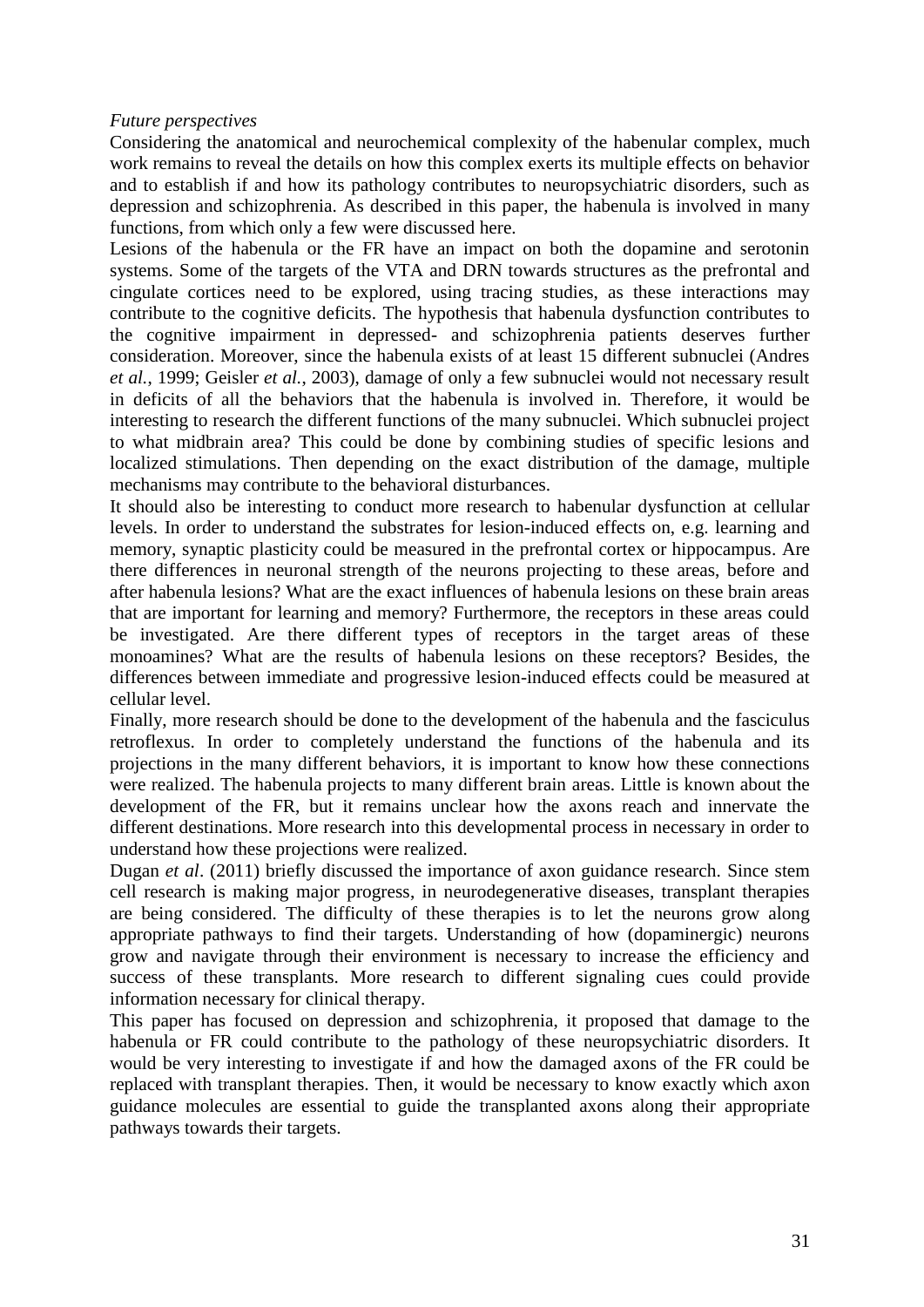*Future perspectives*

Considering the anatomical and neurochemical complexity of the habenular complex, much work remains to reveal the details on how this complex exerts its multiple effects on behavior and to establish if and how its pathology contributes to neuropsychiatric disorders, such as depression and schizophrenia. As described in this paper, the habenula is involved in many functions, from which only a few were discussed here.

Lesions of the habenula or the FR have an impact on both the dopamine and serotonin systems. Some of the targets of the VTA and DRN towards structures as the prefrontal and cingulate cortices need to be explored, using tracing studies, as these interactions may contribute to the cognitive deficits. The hypothesis that habenula dysfunction contributes to the cognitive impairment in depressed- and schizophrenia patients deserves further consideration. Moreover, since the habenula exists of at least 15 different subnuclei (Andres *et al.*, 1999; Geisler *et al.*, 2003), damage of only a few subnuclei would not necessary result in deficits of all the behaviors that the habenula is involved in. Therefore, it would be interesting to research the different functions of the many subnuclei. Which subnuclei project to what midbrain area? This could be done by combining studies of specific lesions and localized stimulations. Then depending on the exact distribution of the damage, multiple mechanisms may contribute to the behavioral disturbances.

It should also be interesting to conduct more research to habenular dysfunction at cellular levels. In order to understand the substrates for lesion-induced effects on, e.g. learning and memory, synaptic plasticity could be measured in the prefrontal cortex or hippocampus. Are there differences in neuronal strength of the neurons projecting to these areas, before and after habenula lesions? What are the exact influences of habenula lesions on these brain areas that are important for learning and memory? Furthermore, the receptors in these areas could be investigated. Are there different types of receptors in the target areas of these monoamines? What are the results of habenula lesions on these receptors? Besides, the differences between immediate and progressive lesion-induced effects could be measured at cellular level.

Finally, more research should be done to the development of the habenula and the fasciculus retroflexus. In order to completely understand the functions of the habenula and its projections in the many different behaviors, it is important to know how these connections were realized. The habenula projects to many different brain areas. Little is known about the development of the FR, but it remains unclear how the axons reach and innervate the different destinations. More research into this developmental process in necessary in order to understand how these projections were realized.

Dugan *et al*. (2011) briefly discussed the importance of axon guidance research. Since stem cell research is making major progress, in neurodegenerative diseases, transplant therapies are being considered. The difficulty of these therapies is to let the neurons grow along appropriate pathways to find their targets. Understanding of how (dopaminergic) neurons grow and navigate through their environment is necessary to increase the efficiency and success of these transplants. More research to different signaling cues could provide information necessary for clinical therapy.

This paper has focused on depression and schizophrenia, it proposed that damage to the habenula or FR could contribute to the pathology of these neuropsychiatric disorders. It would be very interesting to investigate if and how the damaged axons of the FR could be replaced with transplant therapies. Then, it would be necessary to know exactly which axon guidance molecules are essential to guide the transplanted axons along their appropriate pathways towards their targets.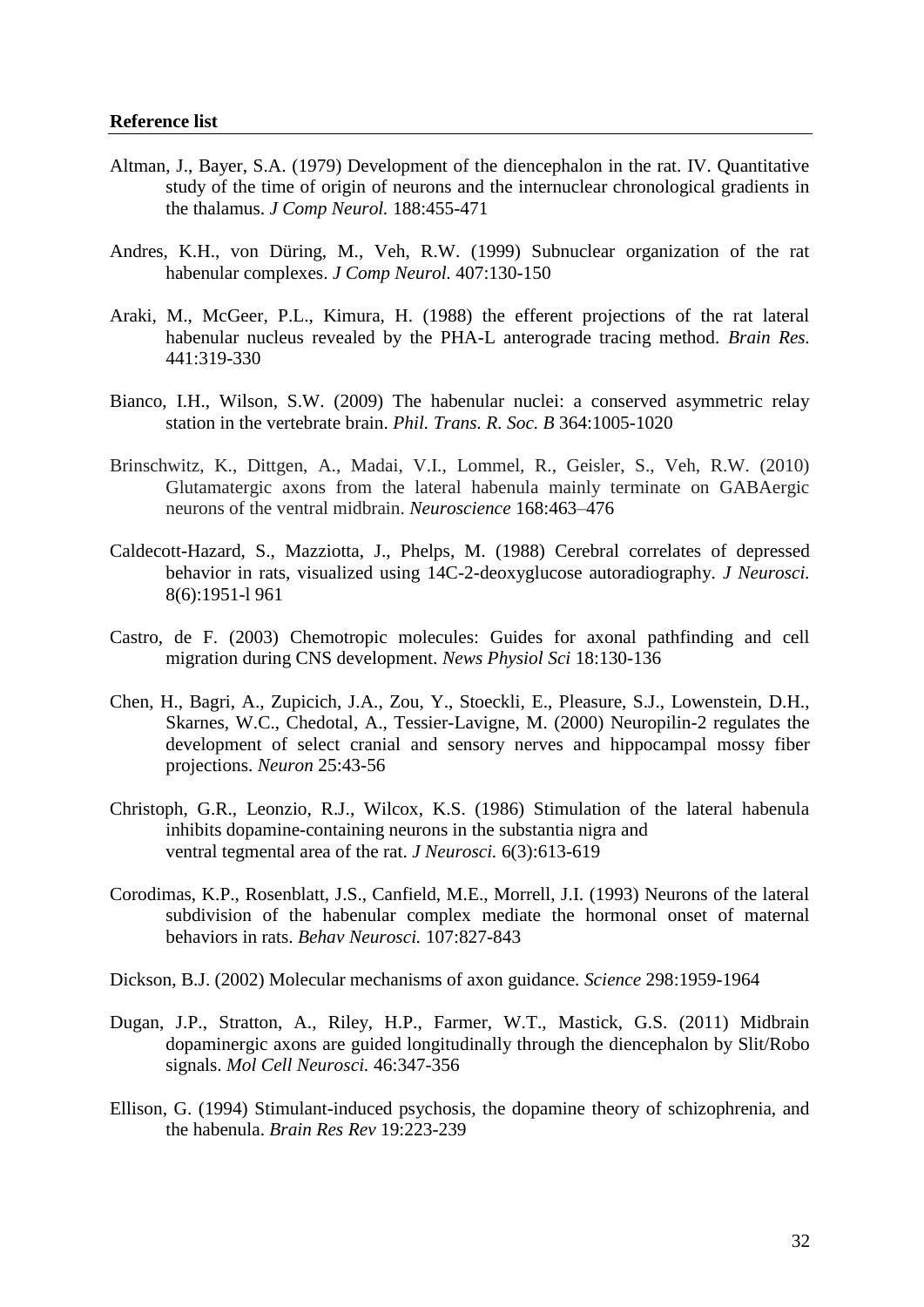**Reference list**

Altman, J., Bayer, S.A. (1979) Development of the diencephalon in the rat. IV. Quantitative study of the time of origin of neurons and the internuclear chronological gradients in the thalamus. *J Comp Neurol.* 188:455-471

Andres, K.H., von Düring, M., Veh, R.W. (1999) Subnuclear organization of the rat habenular complexes. *J Comp Neurol.* 407:130-150

Araki, M., McGeer, P.L., Kimura, H. (1988) the efferent projections of the rat lateral habenular nucleus revealed by the PHA-L anterograde tracing method. *Brain Res.* 441:319-330

Bianco, I.H., Wilson, S.W. (2009) The habenular nuclei: a conserved asymmetric relay station in the vertebrate brain. *Phil. Trans. R. Soc. B* 364:1005-1020

Brinschwitz, K., Dittgen, A., Madai, V.I., Lommel, R., Geisler, S., Veh, R.W. (2010) Glutamatergic axons from the lateral habenula mainly terminate on GABAergic neurons of the ventral midbrain. *Neuroscience* 168:463–476

Caldecott-Hazard, S., Mazziotta, J., Phelps, M. (1988) Cerebral correlates of depressed behavior in rats, visualized using 14C-2-deoxyglucose autoradiography. *J Neurosci.* 8(6):1951-l 961

Castro, de F. (2003) Chemotropic molecules: Guides for axonal pathfinding and cell migration during CNS development. *News Physiol Sci* 18:130-136

Chen, H., Bagri, A., Zupicich, J.A., Zou, Y., Stoeckli, E., Pleasure, S.J., Lowenstein, D.H., Skarnes, W.C., Chedotal, A., Tessier-Lavigne, M. (2000) Neuropilin-2 regulates the development of select cranial and sensory nerves and hippocampal mossy fiber projections. *Neuron* 25:43-56

Christoph, G.R., Leonzio, R.J., Wilcox, K.S. (1986) Stimulation of the lateral habenula inhibits dopamine-containing neurons in the substantia nigra and ventral tegmental area of the rat. *J Neurosci.* 6(3):613-619

Corodimas, K.P., Rosenblatt, J.S., Canfield, M.E., Morrell, J.I. (1993) Neurons of the lateral subdivision of the habenular complex mediate the hormonal onset of maternal behaviors in rats. *Behav Neurosci.* 107:827-843

Dickson, B.J. (2002) Molecular mechanisms of axon guidance. *Science* 298:1959-1964

Dugan, J.P., Stratton, A., Riley, H.P., Farmer, W.T., Mastick, G.S. (2011) Midbrain dopaminergic axons are guided longitudinally through the diencephalon by Slit/Robo signals. *Mol Cell Neurosci.* 46:347-356

Ellison, G. (1994) Stimulant-induced psychosis, the dopamine theory of schizophrenia, and the habenula. *Brain Res Rev* 19:223-239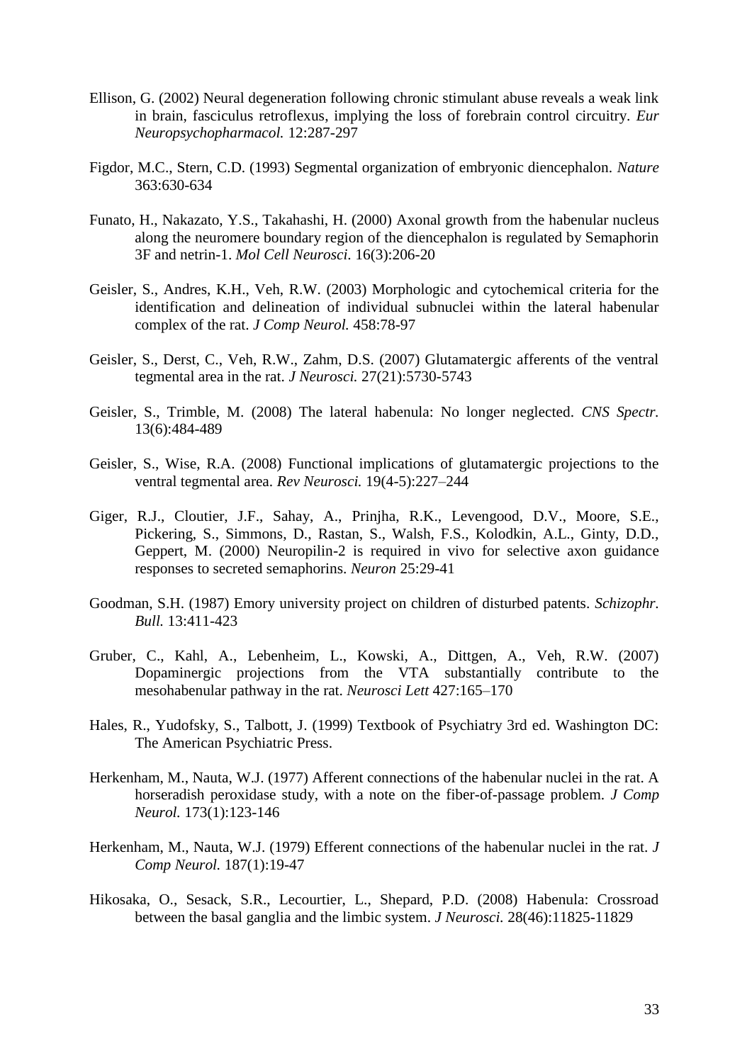Ellison, G. (2002) Neural degeneration following chronic stimulant abuse reveals a weak link in brain, fasciculus retroflexus, implying the loss of forebrain control circuitry. *Eur Neuropsychopharmacol.* 12:287-297

Figdor, M.C., Stern, C.D. (1993) Segmental organization of embryonic diencephalon. *Nature* 363:630-634

Funato, H., Nakazato, Y.S., Takahashi, H. (2000) Axonal growth from the habenular nucleus along the neuromere boundary region of the diencephalon is regulated by Semaphorin 3F and netrin-1. *Mol Cell Neurosci.* 16(3):206-20

Geisler, S., Andres, K.H., Veh, R.W. (2003) Morphologic and cytochemical criteria for the identification and delineation of individual subnuclei within the lateral habenular complex of the rat. *J Comp Neurol.* 458:78-97

Geisler, S., Derst, C., Veh, R.W., Zahm, D.S. (2007) Glutamatergic afferents of the ventral tegmental area in the rat. *J Neurosci.* 27(21):5730-5743

Geisler, S., Trimble, M. (2008) The lateral habenula: No longer neglected. *CNS Spectr.* 13(6):484-489

Geisler, S., Wise, R.A. (2008) Functional implications of glutamatergic projections to the ventral tegmental area. *Rev Neurosci.* 19(4-5):227–244

Giger, R.J., Cloutier, J.F., Sahay, A., Prinjha, R.K., Levengood, D.V., Moore, S.E., Pickering, S., Simmons, D., Rastan, S., Walsh, F.S., Kolodkin, A.L., Ginty, D.D., Geppert, M. (2000) Neuropilin-2 is required in vivo for selective axon guidance responses to secreted semaphorins. *Neuron* 25:29-41

Goodman, S.H. (1987) Emory university project on children of disturbed patents. *Schizophr. Bull.* 13:411-423

Gruber, C., Kahl, A., Lebenheim, L., Kowski, A., Dittgen, A., Veh, R.W. (2007) Dopaminergic projections from the VTA substantially contribute to the mesohabenular pathway in the rat. *Neurosci Lett* 427:165–170

Hales, R., Yudofsky, S., Talbott, J. (1999) Textbook of Psychiatry 3rd ed. Washington DC: The American Psychiatric Press.

Herkenham, M., Nauta, W.J. (1977) Afferent connections of the habenular nuclei in the rat. A horseradish peroxidase study, with a note on the fiber-of-passage problem. *J Comp Neurol.* 173(1):123-146

Herkenham, M., Nauta, W.J. (1979) Efferent connections of the habenular nuclei in the rat. *J Comp Neurol.* 187(1):19-47

Hikosaka, O., Sesack, S.R., Lecourtier, L., Shepard, P.D. (2008) Habenula: Crossroad between the basal ganglia and the limbic system. *J Neurosci.* 28(46):11825-11829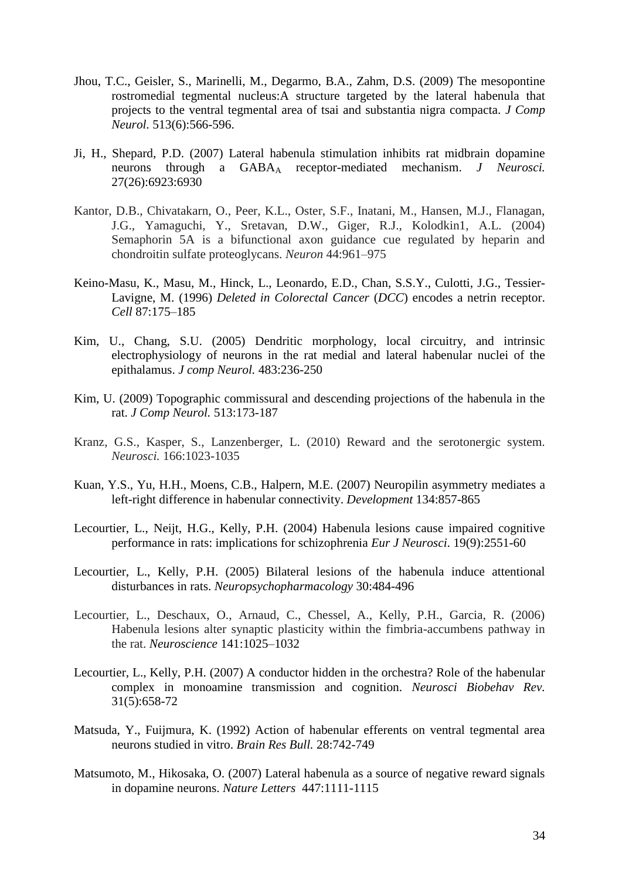Jhou, T.C., Geisler, S., Marinelli, M., Degarmo, B.A., Zahm, D.S. (2009) The mesopontine rostromedial tegmental nucleus:A structure targeted by the lateral habenula that projects to the ventral tegmental area of tsai and substantia nigra compacta. *J Comp Neurol*. 513(6):566-596.

Ji, H., Shepard, P.D. (2007) Lateral habenula stimulation inhibits rat midbrain dopamine neurons through a $GABA_A$ receptor-mediated mechanism. *J Neurosci.* 27(26):6923:6930

Kantor, D.B., Chivatakarn, O., Peer, K.L., Oster, S.F., Inatani, M., Hansen, M.J., Flanagan, J.G., Yamaguchi, Y., Sretavan, D.W., Giger, R.J., Kolodkin1, A.L. (2004) Semaphorin 5A is a bifunctional axon guidance cue regulated by heparin and chondroitin sulfate proteoglycans. *Neuron* 44:961–975

Keino-Masu, K., Masu, M., Hinck, L., Leonardo, E.D., Chan, S.S.Y., Culotti, J.G., Tessier-Lavigne, M. (1996) *Deleted in Colorectal Cancer* (*DCC*) encodes a netrin receptor. *Cell* 87:175–185

Kim, U., Chang, S.U. (2005) Dendritic morphology, local circuitry, and intrinsic electrophysiology of neurons in the rat medial and lateral habenular nuclei of the epithalamus. *J comp Neurol.* 483:236-250

Kim, U. (2009) Topographic commissural and descending projections of the habenula in the rat. *J Comp Neurol.* 513:173-187

Kranz, G.S., Kasper, S., Lanzenberger, L. (2010) Reward and the serotonergic system. *Neurosci.* 166:1023-1035

Kuan, Y.S., Yu, H.H., Moens, C.B., Halpern, M.E. (2007) Neuropilin asymmetry mediates a left-right difference in habenular connectivity. *Development* 134:857-865

Lecourtier, L., Neijt, H.G., Kelly, P.H. (2004) Habenula lesions cause impaired cognitive performance in rats: implications for schizophrenia *Eur J Neurosci*. 19(9):2551-60

Lecourtier, L., Kelly, P.H. (2005) Bilateral lesions of the habenula induce attentional disturbances in rats. *Neuropsychopharmacology* 30:484-496

Lecourtier, L., Deschaux, O., Arnaud, C., Chessel, A., Kelly, P.H., Garcia, R. (2006) Habenula lesions alter synaptic plasticity within the fimbria-accumbens pathway in the rat. *Neuroscience* 141:1025–1032

Lecourtier, L., Kelly, P.H. (2007) A conductor hidden in the orchestra? Role of the habenular complex in monoamine transmission and cognition. *Neurosci Biobehav Rev.* 31(5):658-72

Matsuda, Y., Fuijmura, K. (1992) Action of habenular efferents on ventral tegmental area neurons studied in vitro. *Brain Res Bull.* 28:742-749

Matsumoto, M., Hikosaka, O. (2007) Lateral habenula as a source of negative reward signals in dopamine neurons. *Nature Letters* 447:1111-1115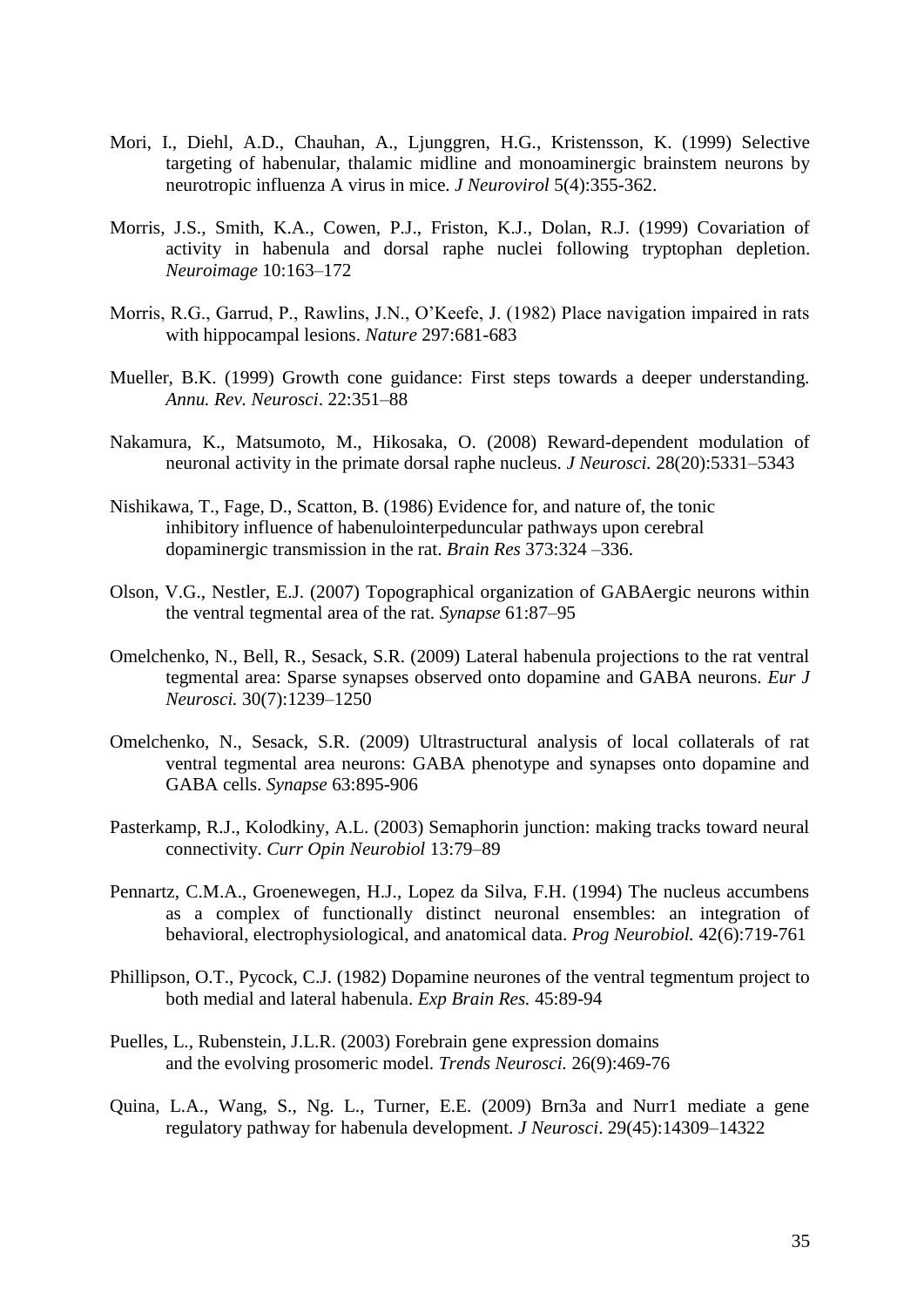Mori, I., Diehl, A.D., Chauhan, A., Ljunggren, H.G., Kristensson, K. (1999) Selective targeting of habenular, thalamic midline and monoaminergic brainstem neurons by neurotropic influenza A virus in mice. *J Neurovirol* 5(4):355-362.

Morris, J.S., Smith, K.A., Cowen, P.J., Friston, K.J., Dolan, R.J. (1999) Covariation of activity in habenula and dorsal raphe nuclei following tryptophan depletion. *Neuroimage* 10:163–172

Morris, R.G., Garrud, P., Rawlins, J.N., O'Keefe, J. (1982) Place navigation impaired in rats with hippocampal lesions. *Nature* 297:681-683

Mueller, B.K. (1999) Growth cone guidance: First steps towards a deeper understanding. *Annu. Rev. Neurosci*. 22:351–88

Nakamura, K., Matsumoto, M., Hikosaka, O. (2008) Reward-dependent modulation of neuronal activity in the primate dorsal raphe nucleus. *J Neurosci.* 28(20):5331–5343

Nishikawa, T., Fage, D., Scatton, B. (1986) Evidence for, and nature of, the tonic inhibitory influence of habenulointerpeduncular pathways upon cerebral dopaminergic transmission in the rat. *Brain Res* 373:324 –336.

Olson, V.G., Nestler, E.J. (2007) Topographical organization of GABAergic neurons within the ventral tegmental area of the rat. *Synapse* 61:87–95

Omelchenko, N., Bell, R., Sesack, S.R. (2009) Lateral habenula projections to the rat ventral tegmental area: Sparse synapses observed onto dopamine and GABA neurons. *Eur J Neurosci.* 30(7):1239–1250

Omelchenko, N., Sesack, S.R. (2009) Ultrastructural analysis of local collaterals of rat ventral tegmental area neurons: GABA phenotype and synapses onto dopamine and GABA cells. *Synapse* 63:895-906

Pasterkamp, R.J., Kolodkiny, A.L. (2003) Semaphorin junction: making tracks toward neural connectivity. *Curr Opin Neurobiol* 13:79–89

Pennartz, C.M.A., Groenewegen, H.J., Lopez da Silva, F.H. (1994) The nucleus accumbens as a complex of functionally distinct neuronal ensembles: an integration of behavioral, electrophysiological, and anatomical data. *Prog Neurobiol.* 42(6):719-761

Phillipson, O.T., Pycock, C.J. (1982) Dopamine neurones of the ventral tegmentum project to both medial and lateral habenula. *Exp Brain Res.* 45:89-94

Puelles, L., Rubenstein, J.L.R. (2003) Forebrain gene expression domains and the evolving prosomeric model. *Trends Neurosci.* 26(9):469-76

Quina, L.A., Wang, S., Ng. L., Turner, E.E. (2009) Brn3a and Nurr1 mediate a gene regulatory pathway for habenula development. *J Neurosci*. 29(45):14309–14322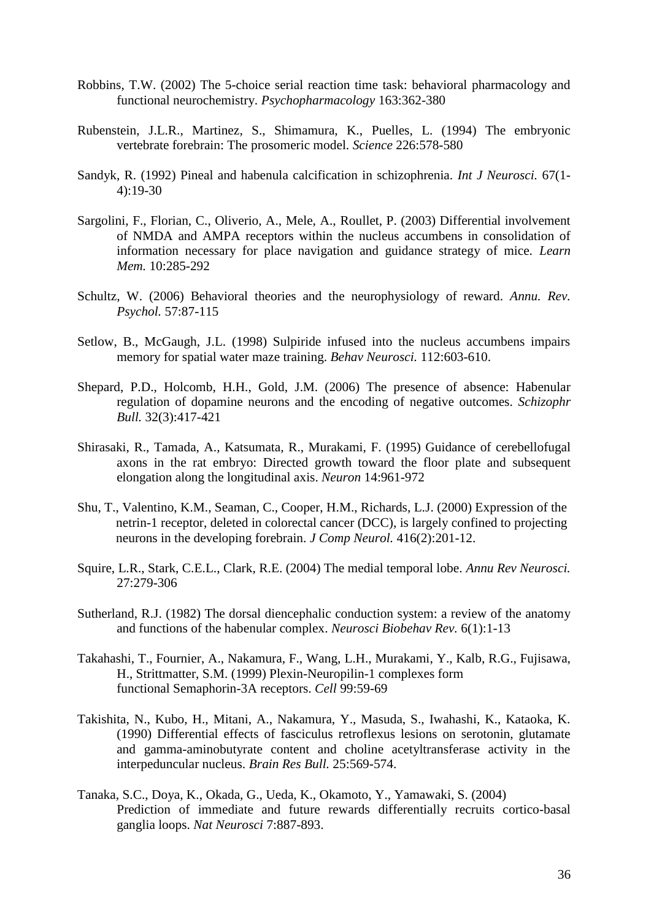Robbins, T.W. (2002) The 5-choice serial reaction time task: behavioral pharmacology and functional neurochemistry. *Psychopharmacology* 163:362-380

Rubenstein, J.L.R., Martinez, S., Shimamura, K., Puelles, L. (1994) The embryonic vertebrate forebrain: The prosomeric model. *Science* 226:578-580

Sandyk, R. (1992) Pineal and habenula calcification in schizophrenia. *Int J Neurosci.* 67(1-4):19-30

Sargolini, F., Florian, C., Oliverio, A., Mele, A., Roullet, P. (2003) Differential involvement of NMDA and AMPA receptors within the nucleus accumbens in consolidation of information necessary for place navigation and guidance strategy of mice. *Learn Mem.* 10:285-292

Schultz, W. (2006) Behavioral theories and the neurophysiology of reward. *Annu. Rev. Psychol.* 57:87-115

Setlow, B., McGaugh, J.L. (1998) Sulpiride infused into the nucleus accumbens impairs memory for spatial water maze training. *Behav Neurosci.* 112:603-610.

Shepard, P.D., Holcomb, H.H., Gold, J.M. (2006) The presence of absence: Habenular regulation of dopamine neurons and the encoding of negative outcomes. *Schizophr Bull.* 32(3):417-421

Shirasaki, R., Tamada, A., Katsumata, R., Murakami, F. (1995) Guidance of cerebellofugal axons in the rat embryo: Directed growth toward the floor plate and subsequent elongation along the longitudinal axis. *Neuron* 14:961-972

Shu, T., Valentino, K.M., Seaman, C., Cooper, H.M., Richards, L.J. (2000) Expression of the netrin-1 receptor, deleted in colorectal cancer (DCC), is largely confined to projecting neurons in the developing forebrain. *J Comp Neurol.* 416(2):201-12.

Squire, L.R., Stark, C.E.L., Clark, R.E. (2004) The medial temporal lobe. *Annu Rev Neurosci.* 27:279-306

Sutherland, R.J. (1982) The dorsal diencephalic conduction system: a review of the anatomy and functions of the habenular complex. *Neurosci Biobehav Rev.* 6(1):1-13

Takahashi, T., Fournier, A., Nakamura, F., Wang, L.H., Murakami, Y., Kalb, R.G., Fujisawa, H., Strittmatter, S.M. (1999) Plexin-Neuropilin-1 complexes form functional Semaphorin-3A receptors. *Cell* 99:59-69

Takishita, N., Kubo, H., Mitani, A., Nakamura, Y., Masuda, S., Iwahashi, K., Kataoka, K. (1990) Differential effects of fasciculus retroflexus lesions on serotonin, glutamate and gamma-aminobutyrate content and choline acetyltransferase activity in the interpeduncular nucleus. *Brain Res Bull.* 25:569-574.

Tanaka, S.C., Doya, K., Okada, G., Ueda, K., Okamoto, Y., Yamawaki, S. (2004) Prediction of immediate and future rewards differentially recruits cortico-basal ganglia loops. *Nat Neurosci* 7:887-893.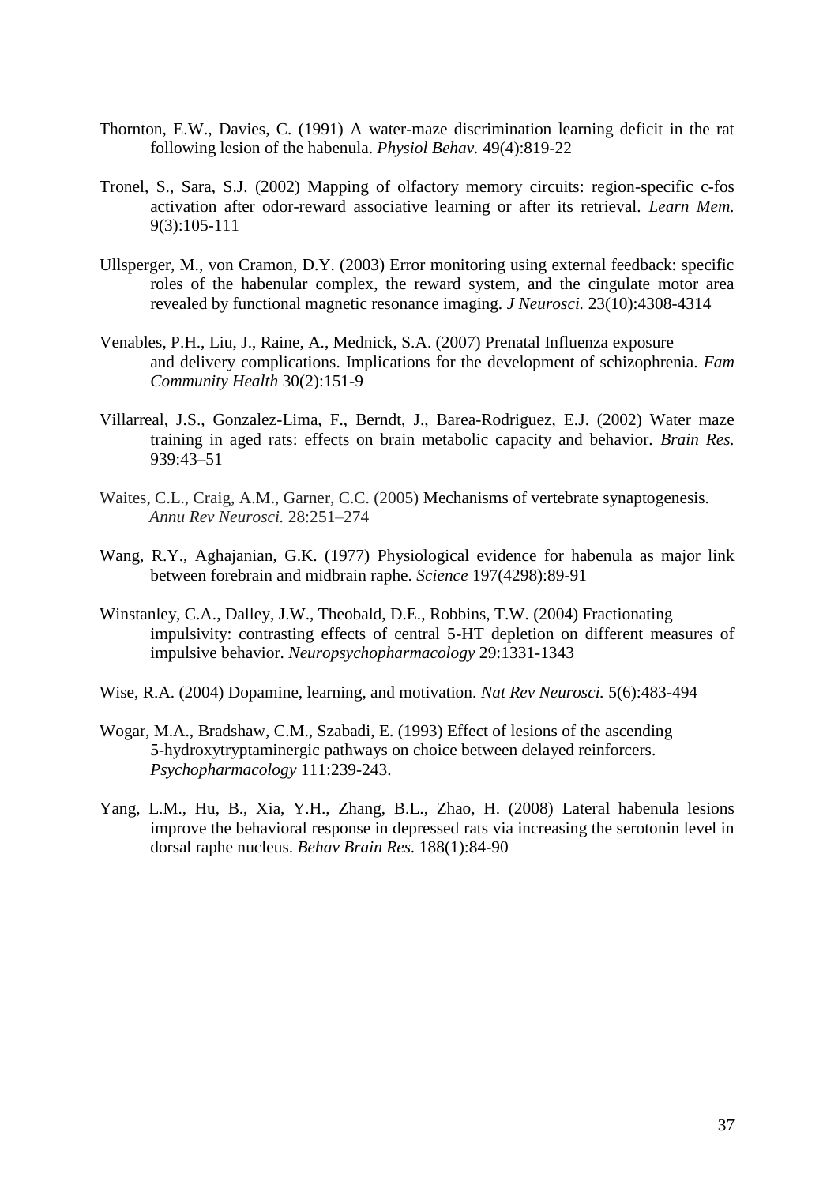Thornton, E.W., Davies, C. (1991) A water-maze discrimination learning deficit in the rat following lesion of the habenula. *Physiol Behav.* 49(4):819-22

Tronel, S., Sara, S.J. (2002) Mapping of olfactory memory circuits: region-specific c-fos activation after odor-reward associative learning or after its retrieval. *Learn Mem.* 9(3):105-111

Ullsperger, M., von Cramon, D.Y. (2003) Error monitoring using external feedback: specific roles of the habenular complex, the reward system, and the cingulate motor area revealed by functional magnetic resonance imaging. *J Neurosci.* 23(10):4308-4314

Venables, P.H., Liu, J., Raine, A., Mednick, S.A. (2007) Prenatal Influenza exposure and delivery complications. Implications for the development of schizophrenia. *Fam Community Health* 30(2):151-9

Villarreal, J.S., Gonzalez-Lima, F., Berndt, J., Barea-Rodriguez, E.J. (2002) Water maze training in aged rats: effects on brain metabolic capacity and behavior. *Brain Res.* 939:43–51

Waites, C.L., Craig, A.M., Garner, C.C. (2005) Mechanisms of vertebrate synaptogenesis. *Annu Rev Neurosci.* 28:251–274

Wang, R.Y., Aghajanian, G.K. (1977) Physiological evidence for habenula as major link between forebrain and midbrain raphe. *Science* 197(4298):89-91

Winstanley, C.A., Dalley, J.W., Theobald, D.E., Robbins, T.W. (2004) Fractionating impulsivity: contrasting effects of central 5-HT depletion on different measures of impulsive behavior. *Neuropsychopharmacology* 29:1331-1343

Wise, R.A. (2004) Dopamine, learning, and motivation. *Nat Rev Neurosci.* 5(6):483-494

Wogar, M.A., Bradshaw, C.M., Szabadi, E. (1993) Effect of lesions of the ascending 5-hydroxytryptaminergic pathways on choice between delayed reinforcers. *Psychopharmacology* 111:239-243.

Yang, L.M., Hu, B., Xia, Y.H., Zhang, B.L., Zhao, H. (2008) Lateral habenula lesions improve the behavioral response in depressed rats via increasing the serotonin level in dorsal raphe nucleus. *Behav Brain Res.* 188(1):84-90